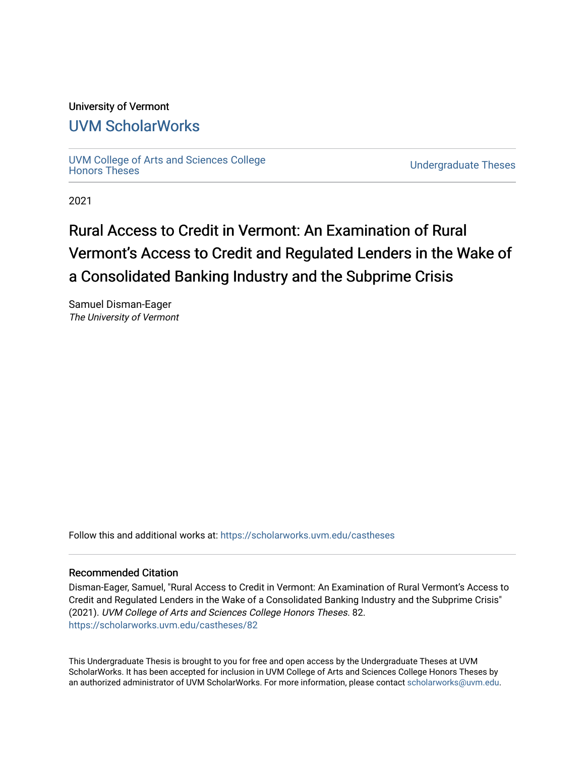University of Vermont

## UVM ScholarWorks

UVM College of Arts and Sciences College Honors Theses

Undergraduate Theses

2021

# Rural Access to Credit in Vermont: An Examination of Rural Vermont's Access to Credit and Regulated Lenders in the Wake of a Consolidated Banking Industry and the Subprime Crisis

Samuel Disman-Eager
*The University of Vermont*

Follow this and additional works at: https://scholarworks.uvm.edu/castheses

### Recommended Citation

Disman-Eager, Samuel, "Rural Access to Credit in Vermont: An Examination of Rural Vermont's Access to Credit and Regulated Lenders in the Wake of a Consolidated Banking Industry and the Subprime Crisis" (2021). *UVM College of Arts and Sciences College Honors Theses*. 82.
https://scholarworks.uvm.edu/castheses/82

This Undergraduate Thesis is brought to you for free and open access by the Undergraduate Theses at UVM ScholarWorks. It has been accepted for inclusion in UVM College of Arts and Sciences College Honors Theses by an authorized administrator of UVM ScholarWorks. For more information, please contact scholarworks@uvm.edu.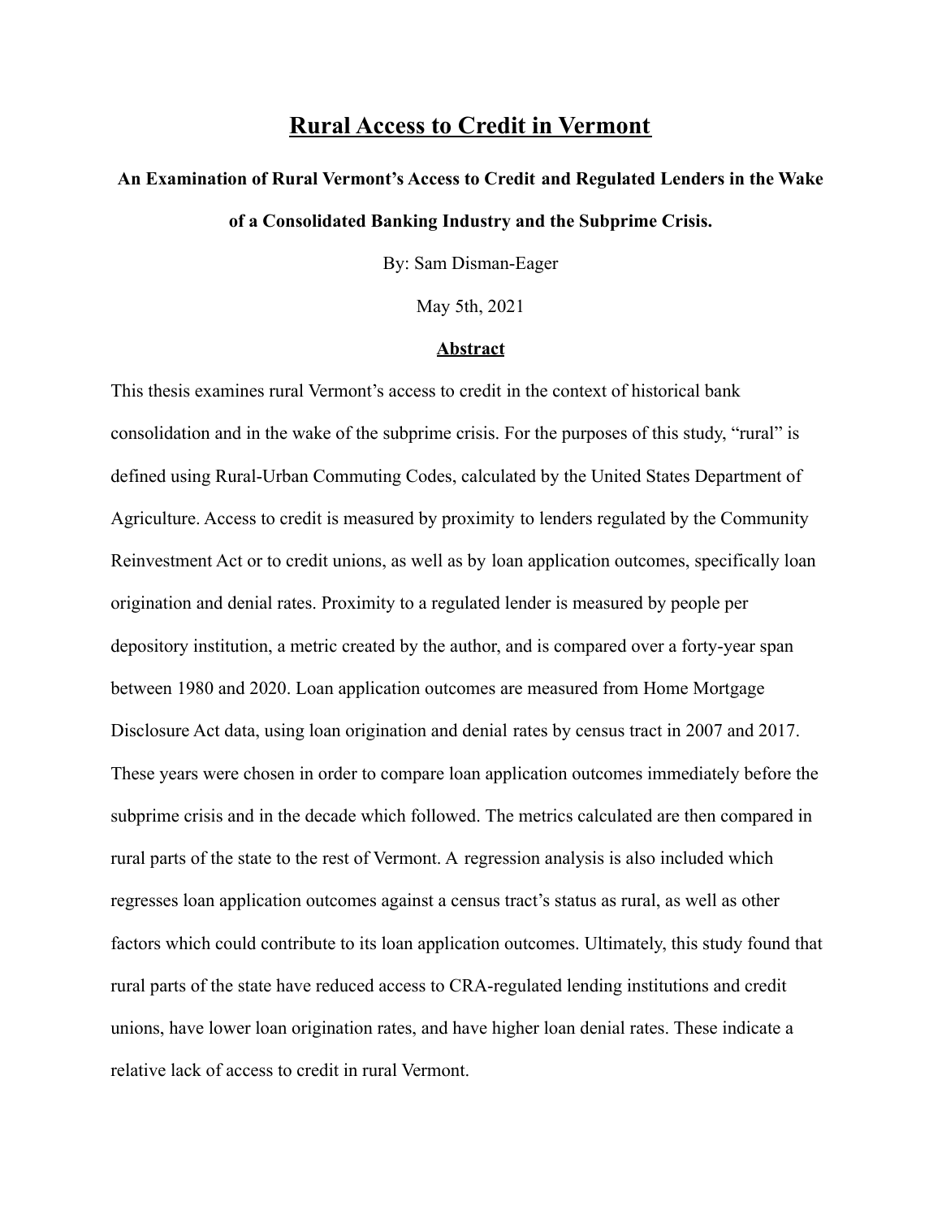# Rural Access to Credit in Vermont

**An Examination of Rural Vermont's Access to Credit and Regulated Lenders in the Wake of a Consolidated Banking Industry and the Subprime Crisis.**

By: Sam Disman-Eager

May 5th, 2021

## Abstract

This thesis examines rural Vermont's access to credit in the context of historical bank consolidation and in the wake of the subprime crisis. For the purposes of this study, "rural" is defined using Rural-Urban Commuting Codes, calculated by the United States Department of Agriculture. Access to credit is measured by proximity to lenders regulated by the Community Reinvestment Act or to credit unions, as well as by loan application outcomes, specifically loan origination and denial rates. Proximity to a regulated lender is measured by people per depository institution, a metric created by the author, and is compared over a forty-year span between 1980 and 2020. Loan application outcomes are measured from Home Mortgage Disclosure Act data, using loan origination and denial rates by census tract in 2007 and 2017. These years were chosen in order to compare loan application outcomes immediately before the subprime crisis and in the decade which followed. The metrics calculated are then compared in rural parts of the state to the rest of Vermont. A regression analysis is also included which regresses loan application outcomes against a census tract's status as rural, as well as other factors which could contribute to its loan application outcomes. Ultimately, this study found that rural parts of the state have reduced access to CRA-regulated lending institutions and credit unions, have lower loan origination rates, and have higher loan denial rates. These indicate a relative lack of access to credit in rural Vermont.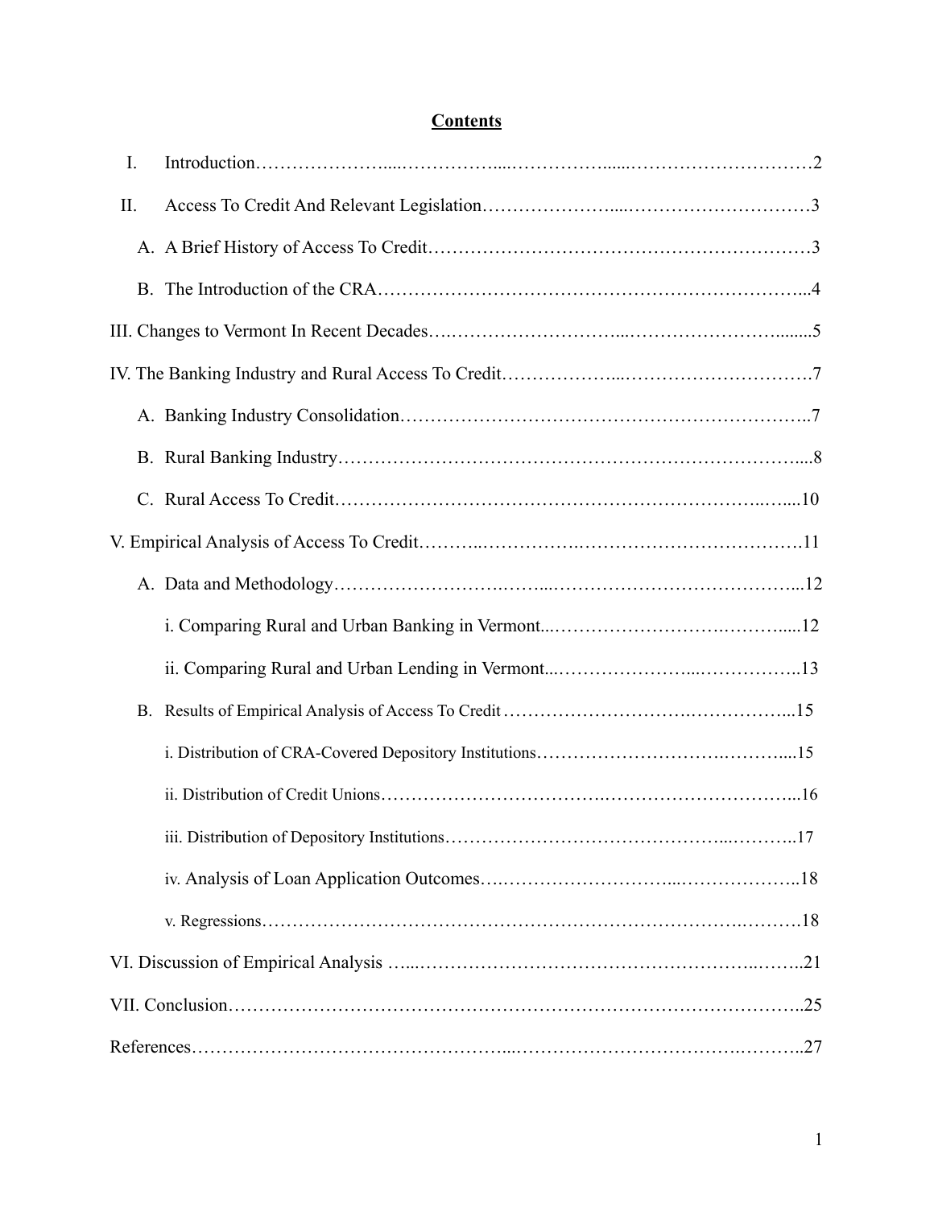# Contents

I. Introduction……………………………………………………………………………2

II. Access To Credit And Relevant Legislation……………………………………………3

A. A Brief History of Access To Credit…………………………………………………3

B. The Introduction of the CRA…………………………………………………………4

III. Changes to Vermont In Recent Decades…………………………………………………5

IV. The Banking Industry and Rural Access To Credit………………………………………7

A. Banking Industry Consolidation…………………………………………………………7

B. Rural Banking Industry……………………………………………………………………8

C. Rural Access To Credit……………………………………………………………………10

V. Empirical Analysis of Access To Credit……………………………………………………11

A. Data and Methodology……………………………………………………………………12

i. Comparing Rural and Urban Banking in Vermont…………………………………12

ii. Comparing Rural and Urban Lending in Vermont…………………………………13

B. Results of Empirical Analysis of Access To Credit……………………………………15

i. Distribution of CRA-Covered Depository Institutions…………………………………15

ii. Distribution of Credit Unions…………………………………………………………16

iii. Distribution of Depository Institutions…………………………………………………17

iv. Analysis of Loan Application Outcomes………………………………………………18

v. Regressions………………………………………………………………………………18

VI. Discussion of Empirical Analysis……………………………………………………………21

VII. Conclusion……………………………………………………………………………………25

References…………………………………………………………………………………………27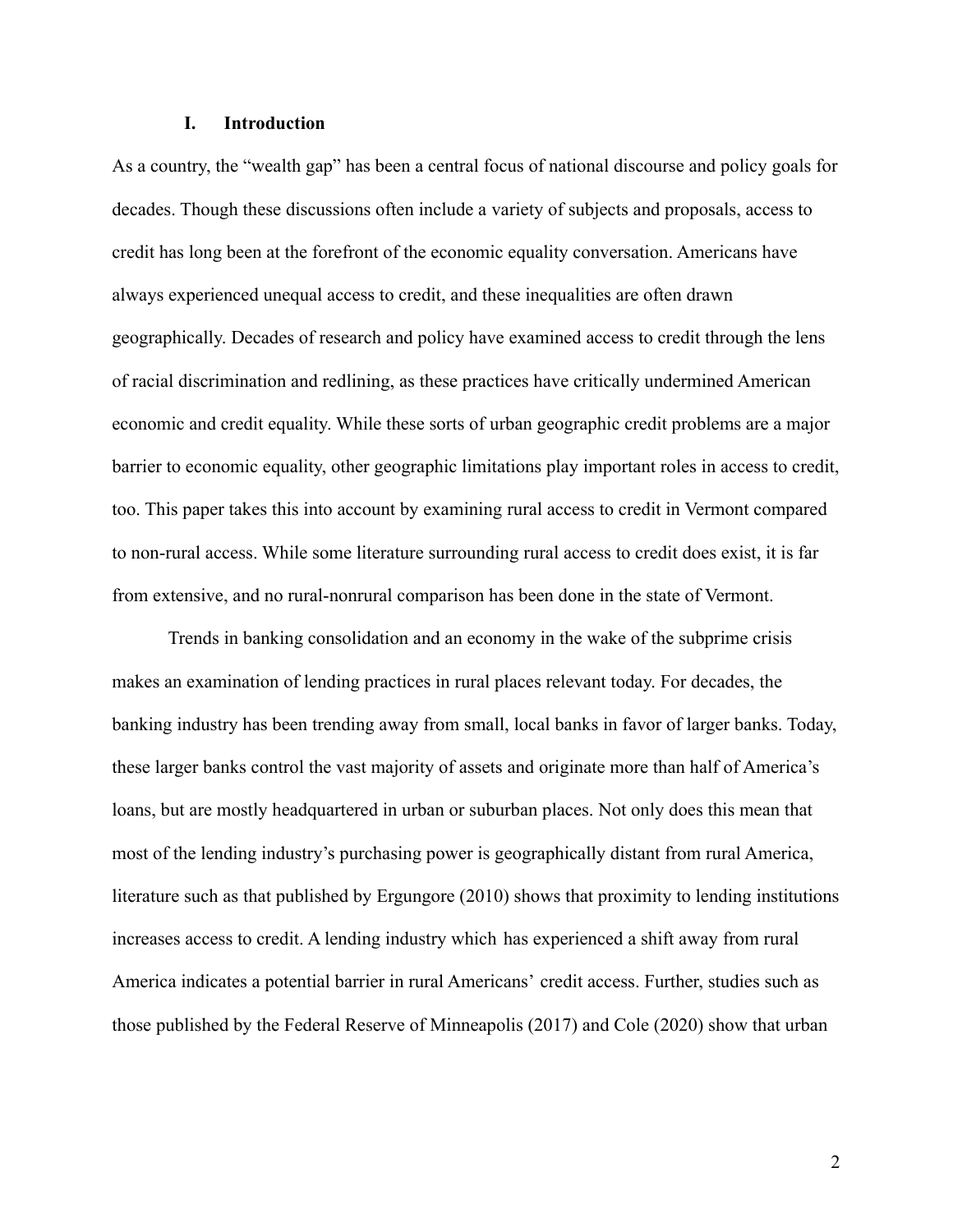## I. Introduction

As a country, the “wealth gap” has been a central focus of national discourse and policy goals for decades. Though these discussions often include a variety of subjects and proposals, access to credit has long been at the forefront of the economic equality conversation. Americans have always experienced unequal access to credit, and these inequalities are often drawn geographically. Decades of research and policy have examined access to credit through the lens of racial discrimination and redlining, as these practices have critically undermined American economic and credit equality. While these sorts of urban geographic credit problems are a major barrier to economic equality, other geographic limitations play important roles in access to credit, too. This paper takes this into account by examining rural access to credit in Vermont compared to non-rural access. While some literature surrounding rural access to credit does exist, it is far from extensive, and no rural-nonrural comparison has been done in the state of Vermont.

Trends in banking consolidation and an economy in the wake of the subprime crisis makes an examination of lending practices in rural places relevant today. For decades, the banking industry has been trending away from small, local banks in favor of larger banks. Today, these larger banks control the vast majority of assets and originate more than half of America’s loans, but are mostly headquartered in urban or suburban places. Not only does this mean that most of the lending industry’s purchasing power is geographically distant from rural America, literature such as that published by Ergungore (2010) shows that proximity to lending institutions increases access to credit. A lending industry which has experienced a shift away from rural America indicates a potential barrier in rural Americans’ credit access. Further, studies such as those published by the Federal Reserve of Minneapolis (2017) and Cole (2020) show that urban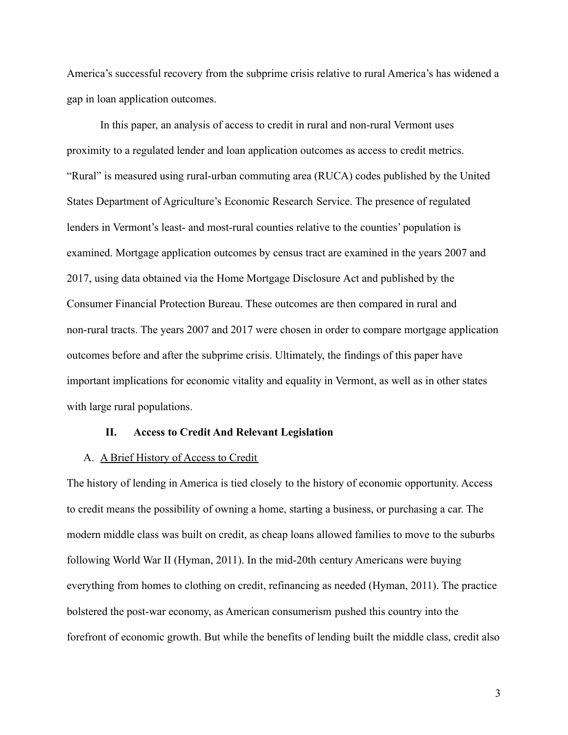America's successful recovery from the subprime crisis relative to rural America's has widened a gap in loan application outcomes.

In this paper, an analysis of access to credit in rural and non-rural Vermont uses proximity to a regulated lender and loan application outcomes as access to credit metrics. "Rural" is measured using rural-urban commuting area (RUCA) codes published by the United States Department of Agriculture's Economic Research Service. The presence of regulated lenders in Vermont's least- and most-rural counties relative to the counties' population is examined. Mortgage application outcomes by census tract are examined in the years 2007 and 2017, using data obtained via the Home Mortgage Disclosure Act and published by the Consumer Financial Protection Bureau. These outcomes are then compared in rural and non-rural tracts. The years 2007 and 2017 were chosen in order to compare mortgage application outcomes before and after the subprime crisis. Ultimately, the findings of this paper have important implications for economic vitality and equality in Vermont, as well as in other states with large rural populations.

## II. Access to Credit And Relevant Legislation

### A. A Brief History of Access to Credit

The history of lending in America is tied closely to the history of economic opportunity. Access to credit means the possibility of owning a home, starting a business, or purchasing a car. The modern middle class was built on credit, as cheap loans allowed families to move to the suburbs following World War II (Hyman, 2011). In the mid-20th century Americans were buying everything from homes to clothing on credit, refinancing as needed (Hyman, 2011). The practice bolstered the post-war economy, as American consumerism pushed this country into the forefront of economic growth. But while the benefits of lending built the middle class, credit also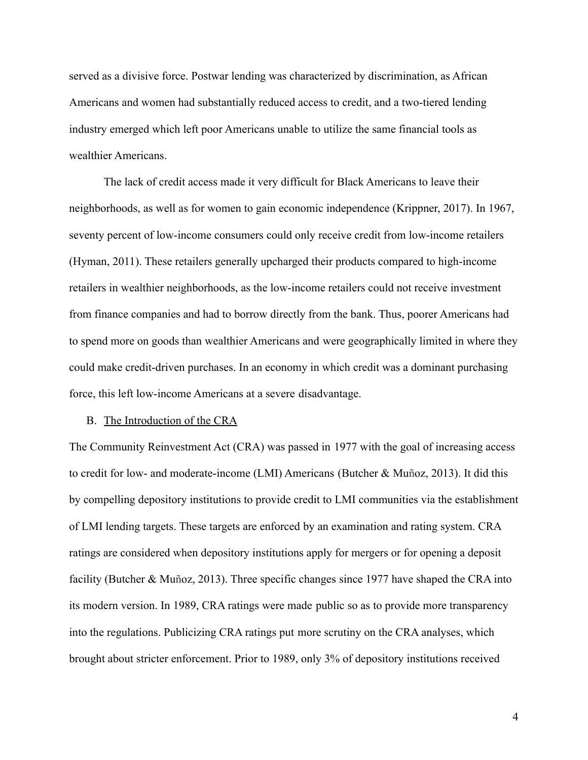served as a divisive force. Postwar lending was characterized by discrimination, as African Americans and women had substantially reduced access to credit, and a two-tiered lending industry emerged which left poor Americans unable to utilize the same financial tools as wealthier Americans.

The lack of credit access made it very difficult for Black Americans to leave their neighborhoods, as well as for women to gain economic independence (Krippner, 2017). In 1967, seventy percent of low-income consumers could only receive credit from low-income retailers (Hyman, 2011). These retailers generally upcharged their products compared to high-income retailers in wealthier neighborhoods, as the low-income retailers could not receive investment from finance companies and had to borrow directly from the bank. Thus, poorer Americans had to spend more on goods than wealthier Americans and were geographically limited in where they could make credit-driven purchases. In an economy in which credit was a dominant purchasing force, this left low-income Americans at a severe disadvantage.

### B. The Introduction of the CRA

The Community Reinvestment Act (CRA) was passed in 1977 with the goal of increasing access to credit for low- and moderate-income (LMI) Americans (Butcher & Muñoz, 2013). It did this by compelling depository institutions to provide credit to LMI communities via the establishment of LMI lending targets. These targets are enforced by an examination and rating system. CRA ratings are considered when depository institutions apply for mergers or for opening a deposit facility (Butcher & Muñoz, 2013). Three specific changes since 1977 have shaped the CRA into its modern version. In 1989, CRA ratings were made public so as to provide more transparency into the regulations. Publicizing CRA ratings put more scrutiny on the CRA analyses, which brought about stricter enforcement. Prior to 1989, only 3% of depository institutions received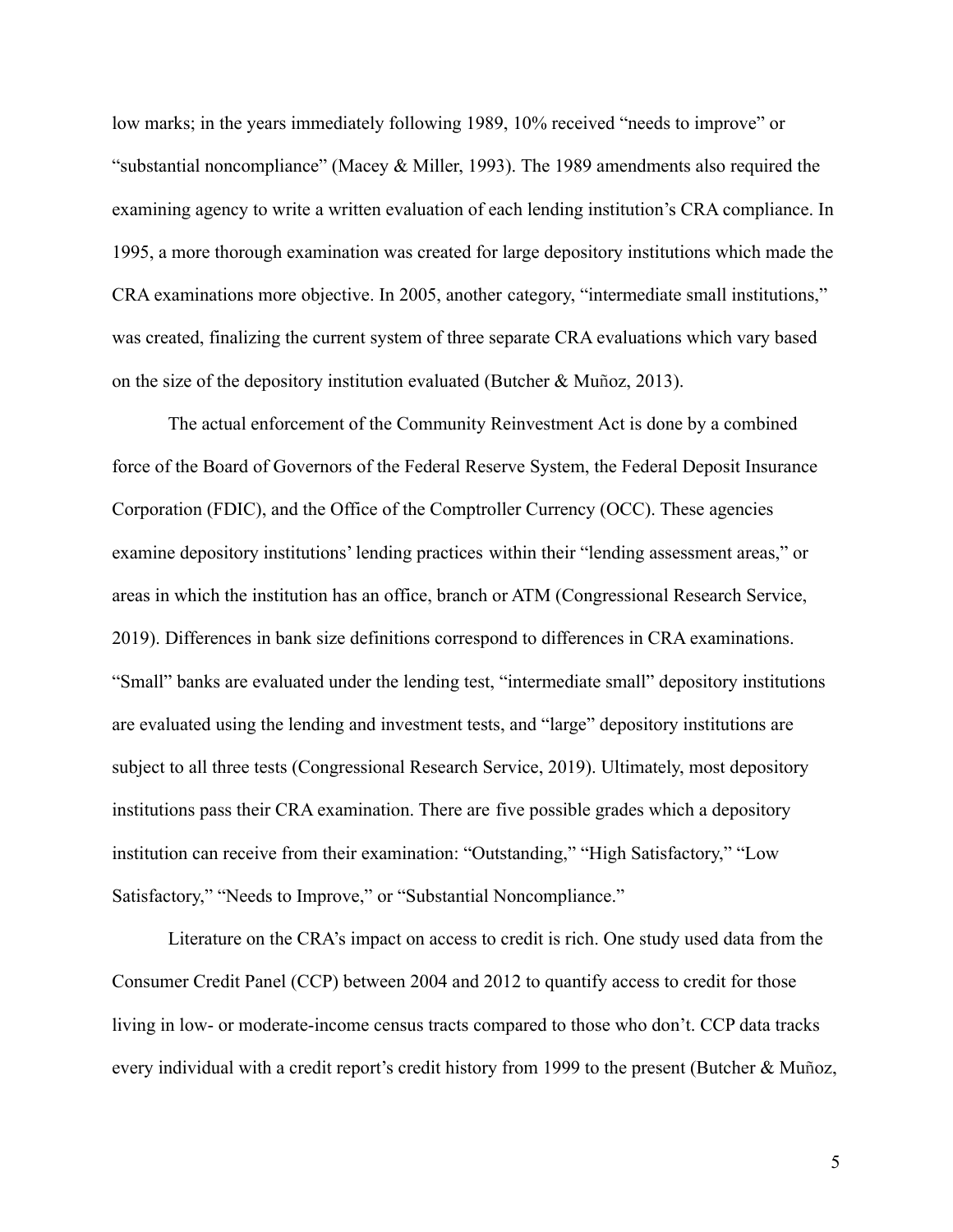low marks; in the years immediately following 1989, 10% received "needs to improve" or "substantial noncompliance" (Macey & Miller, 1993). The 1989 amendments also required the examining agency to write a written evaluation of each lending institution's CRA compliance. In 1995, a more thorough examination was created for large depository institutions which made the CRA examinations more objective. In 2005, another category, "intermediate small institutions," was created, finalizing the current system of three separate CRA evaluations which vary based on the size of the depository institution evaluated (Butcher & Muñoz, 2013).

The actual enforcement of the Community Reinvestment Act is done by a combined force of the Board of Governors of the Federal Reserve System, the Federal Deposit Insurance Corporation (FDIC), and the Office of the Comptroller Currency (OCC). These agencies examine depository institutions' lending practices within their "lending assessment areas," or areas in which the institution has an office, branch or ATM (Congressional Research Service, 2019). Differences in bank size definitions correspond to differences in CRA examinations. "Small" banks are evaluated under the lending test, "intermediate small" depository institutions are evaluated using the lending and investment tests, and "large" depository institutions are subject to all three tests (Congressional Research Service, 2019). Ultimately, most depository institutions pass their CRA examination. There are five possible grades which a depository institution can receive from their examination: "Outstanding," "High Satisfactory," "Low Satisfactory," "Needs to Improve," or "Substantial Noncompliance."

Literature on the CRA's impact on access to credit is rich. One study used data from the Consumer Credit Panel (CCP) between 2004 and 2012 to quantify access to credit for those living in low- or moderate-income census tracts compared to those who don't. CCP data tracks every individual with a credit report's credit history from 1999 to the present (Butcher & Muñoz,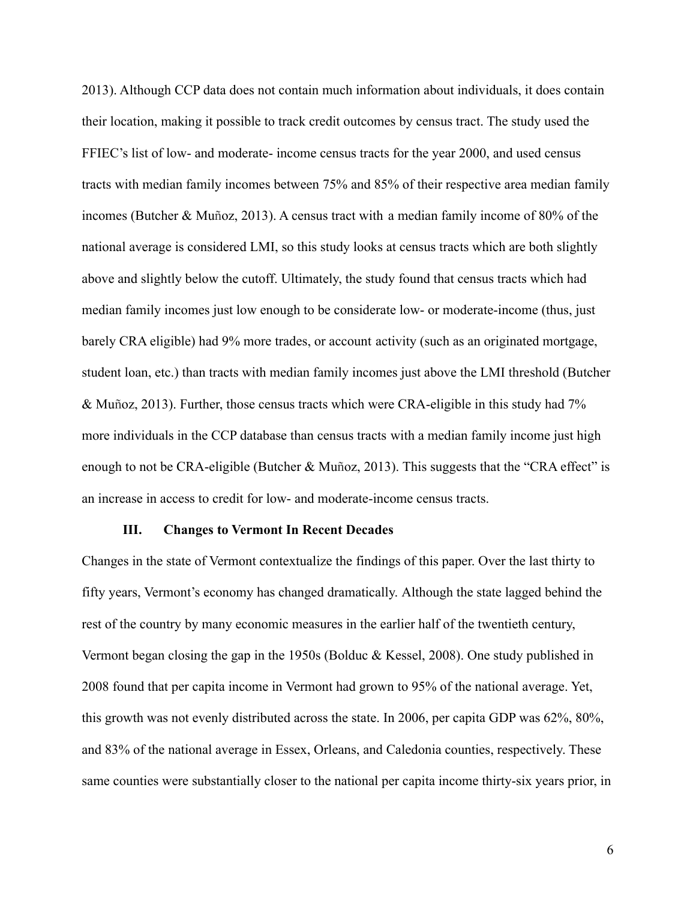2013). Although CCP data does not contain much information about individuals, it does contain their location, making it possible to track credit outcomes by census tract. The study used the FFIEC's list of low- and moderate- income census tracts for the year 2000, and used census tracts with median family incomes between 75% and 85% of their respective area median family incomes (Butcher & Muñoz, 2013). A census tract with a median family income of 80% of the national average is considered LMI, so this study looks at census tracts which are both slightly above and slightly below the cutoff. Ultimately, the study found that census tracts which had median family incomes just low enough to be considerate low- or moderate-income (thus, just barely CRA eligible) had 9% more trades, or account activity (such as an originated mortgage, student loan, etc.) than tracts with median family incomes just above the LMI threshold (Butcher & Muñoz, 2013). Further, those census tracts which were CRA-eligible in this study had 7% more individuals in the CCP database than census tracts with a median family income just high enough to not be CRA-eligible (Butcher & Muñoz, 2013). This suggests that the "CRA effect" is an increase in access to credit for low- and moderate-income census tracts.

## III. Changes to Vermont In Recent Decades

Changes in the state of Vermont contextualize the findings of this paper. Over the last thirty to fifty years, Vermont's economy has changed dramatically. Although the state lagged behind the rest of the country by many economic measures in the earlier half of the twentieth century, Vermont began closing the gap in the 1950s (Bolduc & Kessel, 2008). One study published in 2008 found that per capita income in Vermont had grown to 95% of the national average. Yet, this growth was not evenly distributed across the state. In 2006, per capita GDP was 62%, 80%, and 83% of the national average in Essex, Orleans, and Caledonia counties, respectively. These same counties were substantially closer to the national per capita income thirty-six years prior, in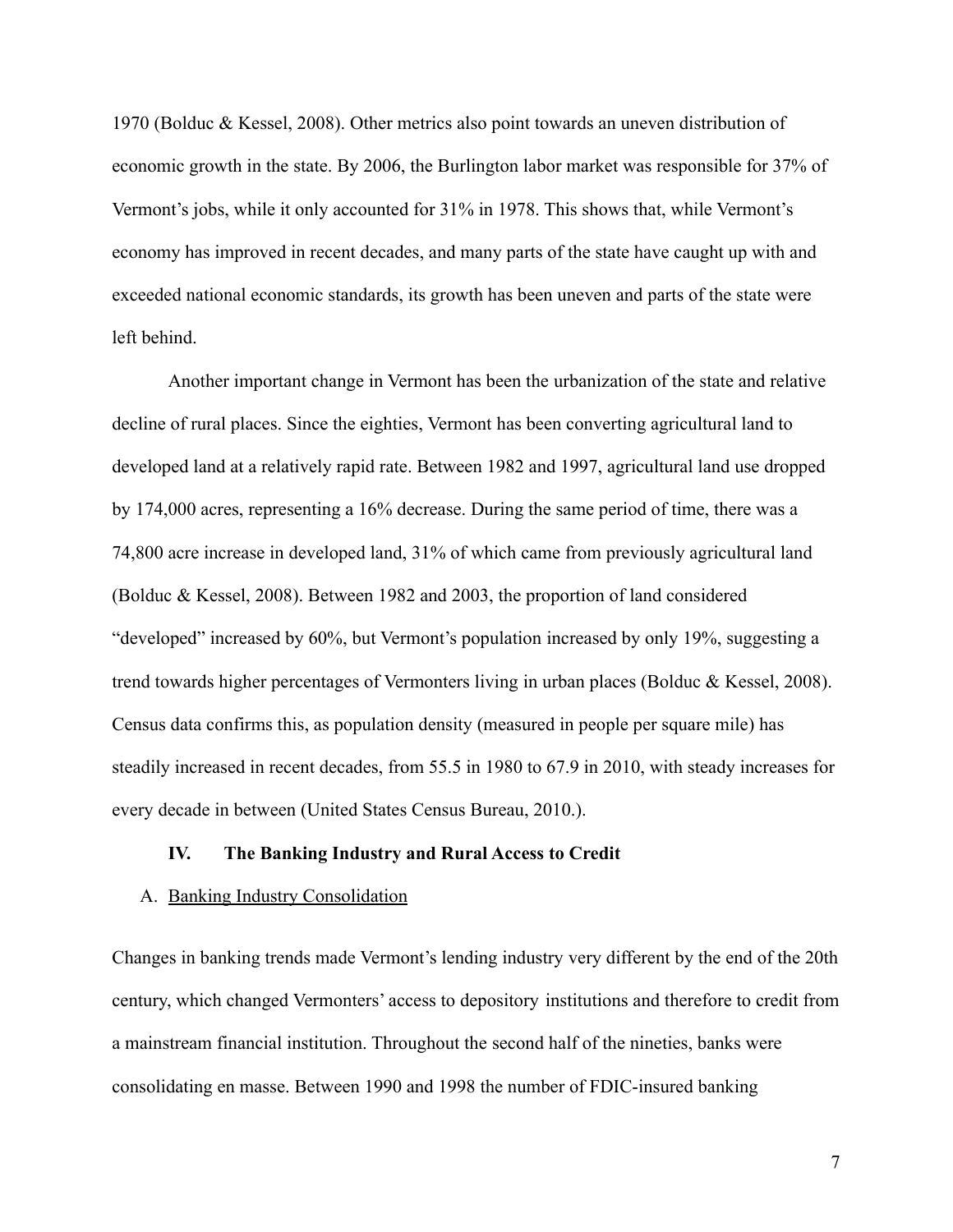1970 (Bolduc & Kessel, 2008). Other metrics also point towards an uneven distribution of economic growth in the state. By 2006, the Burlington labor market was responsible for 37% of Vermont's jobs, while it only accounted for 31% in 1978. This shows that, while Vermont's economy has improved in recent decades, and many parts of the state have caught up with and exceeded national economic standards, its growth has been uneven and parts of the state were left behind.

Another important change in Vermont has been the urbanization of the state and relative decline of rural places. Since the eighties, Vermont has been converting agricultural land to developed land at a relatively rapid rate. Between 1982 and 1997, agricultural land use dropped by 174,000 acres, representing a 16% decrease. During the same period of time, there was a 74,800 acre increase in developed land, 31% of which came from previously agricultural land (Bolduc & Kessel, 2008). Between 1982 and 2003, the proportion of land considered "developed" increased by 60%, but Vermont's population increased by only 19%, suggesting a trend towards higher percentages of Vermonters living in urban places (Bolduc & Kessel, 2008). Census data confirms this, as population density (measured in people per square mile) has steadily increased in recent decades, from 55.5 in 1980 to 67.9 in 2010, with steady increases for every decade in between (United States Census Bureau, 2010.).

## IV. The Banking Industry and Rural Access to Credit

### A. <u>Banking Industry Consolidation</u>

Changes in banking trends made Vermont's lending industry very different by the end of the 20th century, which changed Vermonters' access to depository institutions and therefore to credit from a mainstream financial institution. Throughout the second half of the nineties, banks were consolidating en masse. Between 1990 and 1998 the number of FDIC-insured banking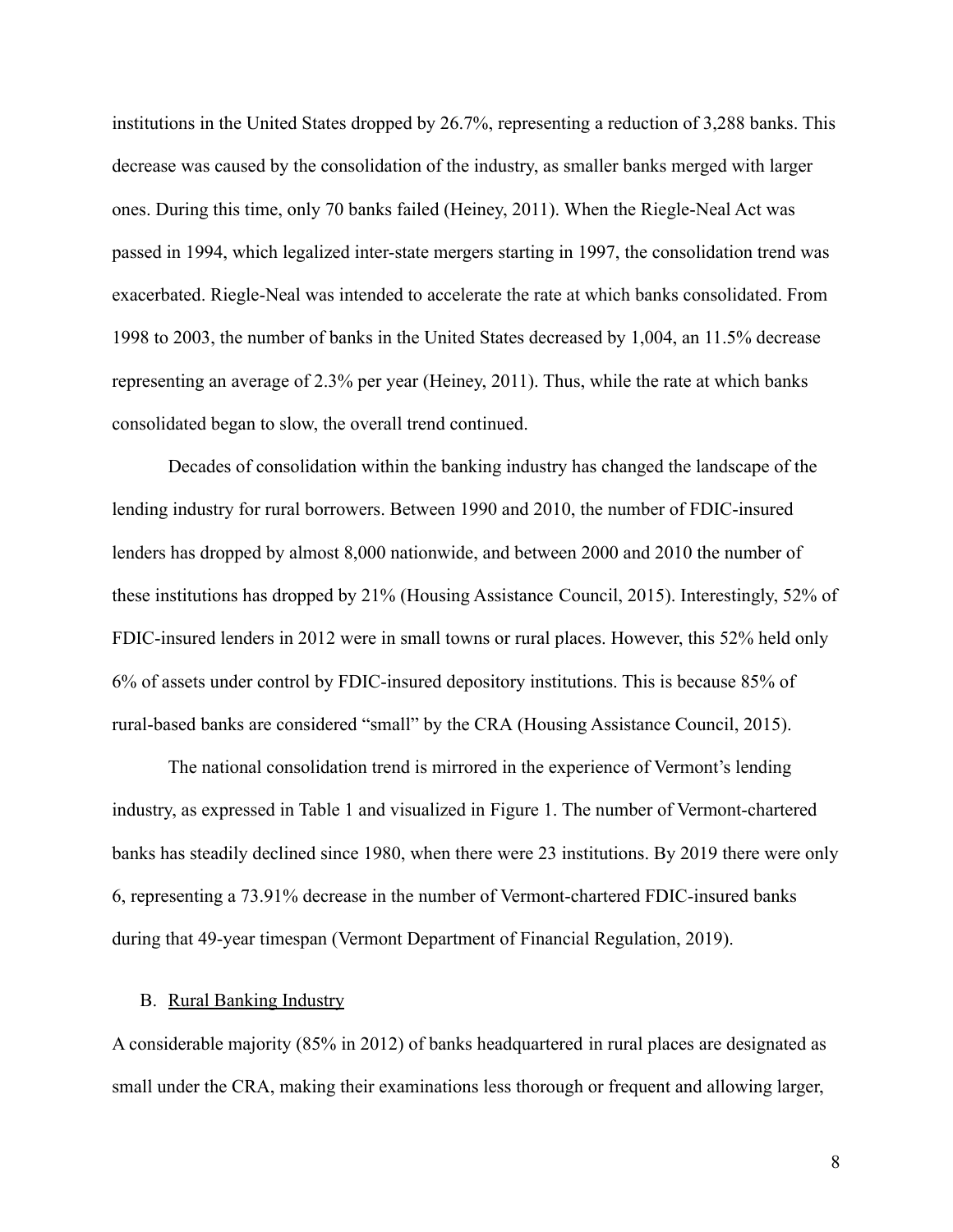institutions in the United States dropped by 26.7%, representing a reduction of 3,288 banks. This decrease was caused by the consolidation of the industry, as smaller banks merged with larger ones. During this time, only 70 banks failed (Heiney, 2011). When the Riegle-Neal Act was passed in 1994, which legalized inter-state mergers starting in 1997, the consolidation trend was exacerbated. Riegle-Neal was intended to accelerate the rate at which banks consolidated. From 1998 to 2003, the number of banks in the United States decreased by 1,004, an 11.5% decrease representing an average of 2.3% per year (Heiney, 2011). Thus, while the rate at which banks consolidated began to slow, the overall trend continued.

Decades of consolidation within the banking industry has changed the landscape of the lending industry for rural borrowers. Between 1990 and 2010, the number of FDIC-insured lenders has dropped by almost 8,000 nationwide, and between 2000 and 2010 the number of these institutions has dropped by 21% (Housing Assistance Council, 2015). Interestingly, 52% of FDIC-insured lenders in 2012 were in small towns or rural places. However, this 52% held only 6% of assets under control by FDIC-insured depository institutions. This is because 85% of rural-based banks are considered "small" by the CRA (Housing Assistance Council, 2015).

The national consolidation trend is mirrored in the experience of Vermont's lending industry, as expressed in Table 1 and visualized in Figure 1. The number of Vermont-chartered banks has steadily declined since 1980, when there were 23 institutions. By 2019 there were only 6, representing a 73.91% decrease in the number of Vermont-chartered FDIC-insured banks during that 49-year timespan (Vermont Department of Financial Regulation, 2019).

### B. Rural Banking Industry

A considerable majority (85% in 2012) of banks headquartered in rural places are designated as small under the CRA, making their examinations less thorough or frequent and allowing larger,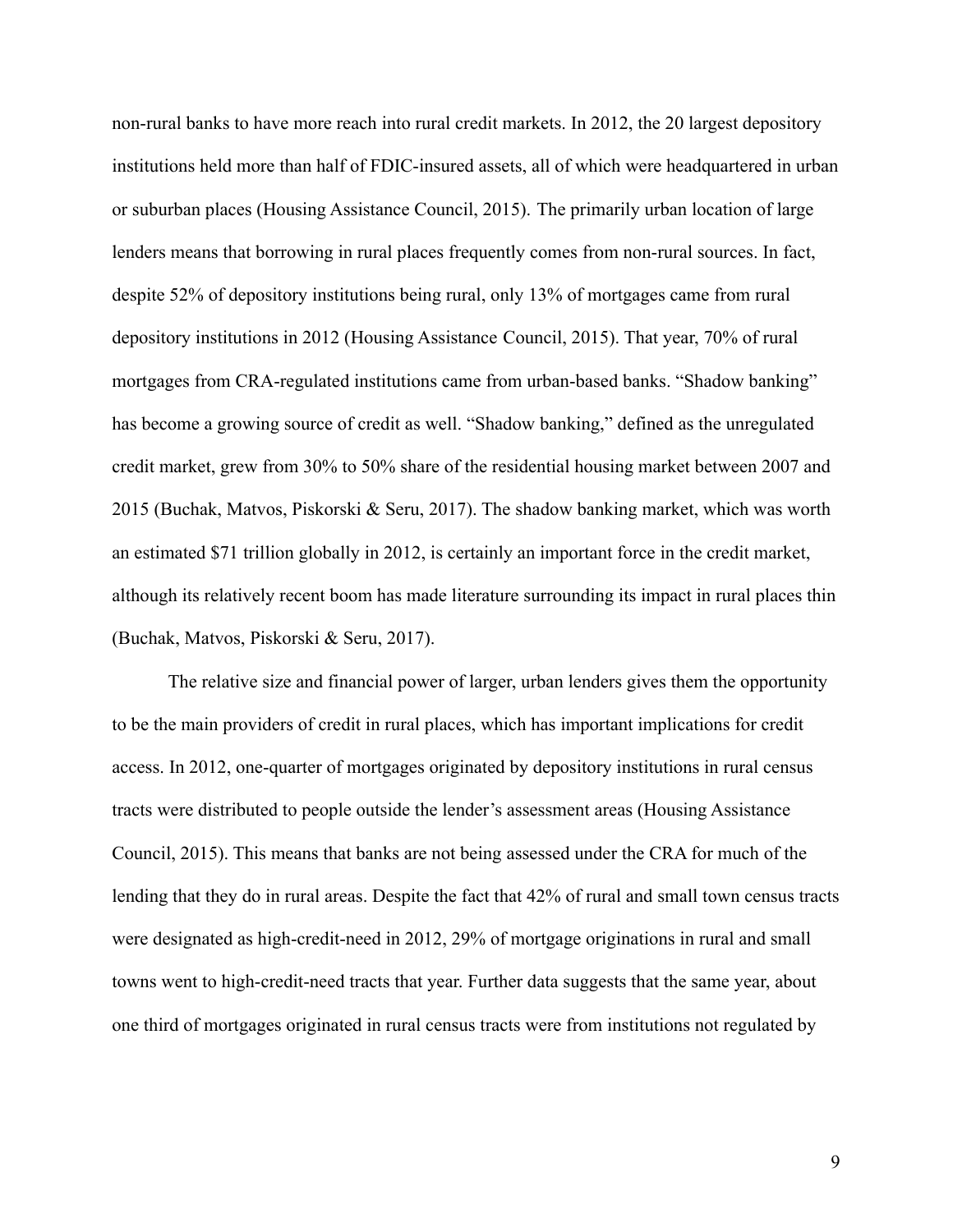non-rural banks to have more reach into rural credit markets. In 2012, the 20 largest depository institutions held more than half of FDIC-insured assets, all of which were headquartered in urban or suburban places (Housing Assistance Council, 2015). The primarily urban location of large lenders means that borrowing in rural places frequently comes from non-rural sources. In fact, despite 52% of depository institutions being rural, only 13% of mortgages came from rural depository institutions in 2012 (Housing Assistance Council, 2015). That year, 70% of rural mortgages from CRA-regulated institutions came from urban-based banks. "Shadow banking" has become a growing source of credit as well. "Shadow banking," defined as the unregulated credit market, grew from 30% to 50% share of the residential housing market between 2007 and 2015 (Buchak, Matvos, Piskorski & Seru, 2017). The shadow banking market, which was worth an estimated $71 trillion globally in 2012, is certainly an important force in the credit market, although its relatively recent boom has made literature surrounding its impact in rural places thin (Buchak, Matvos, Piskorski & Seru, 2017).

The relative size and financial power of larger, urban lenders gives them the opportunity to be the main providers of credit in rural places, which has important implications for credit access. In 2012, one-quarter of mortgages originated by depository institutions in rural census tracts were distributed to people outside the lender's assessment areas (Housing Assistance Council, 2015). This means that banks are not being assessed under the CRA for much of the lending that they do in rural areas. Despite the fact that 42% of rural and small town census tracts were designated as high-credit-need in 2012, 29% of mortgage originations in rural and small towns went to high-credit-need tracts that year. Further data suggests that the same year, about one third of mortgages originated in rural census tracts were from institutions not regulated by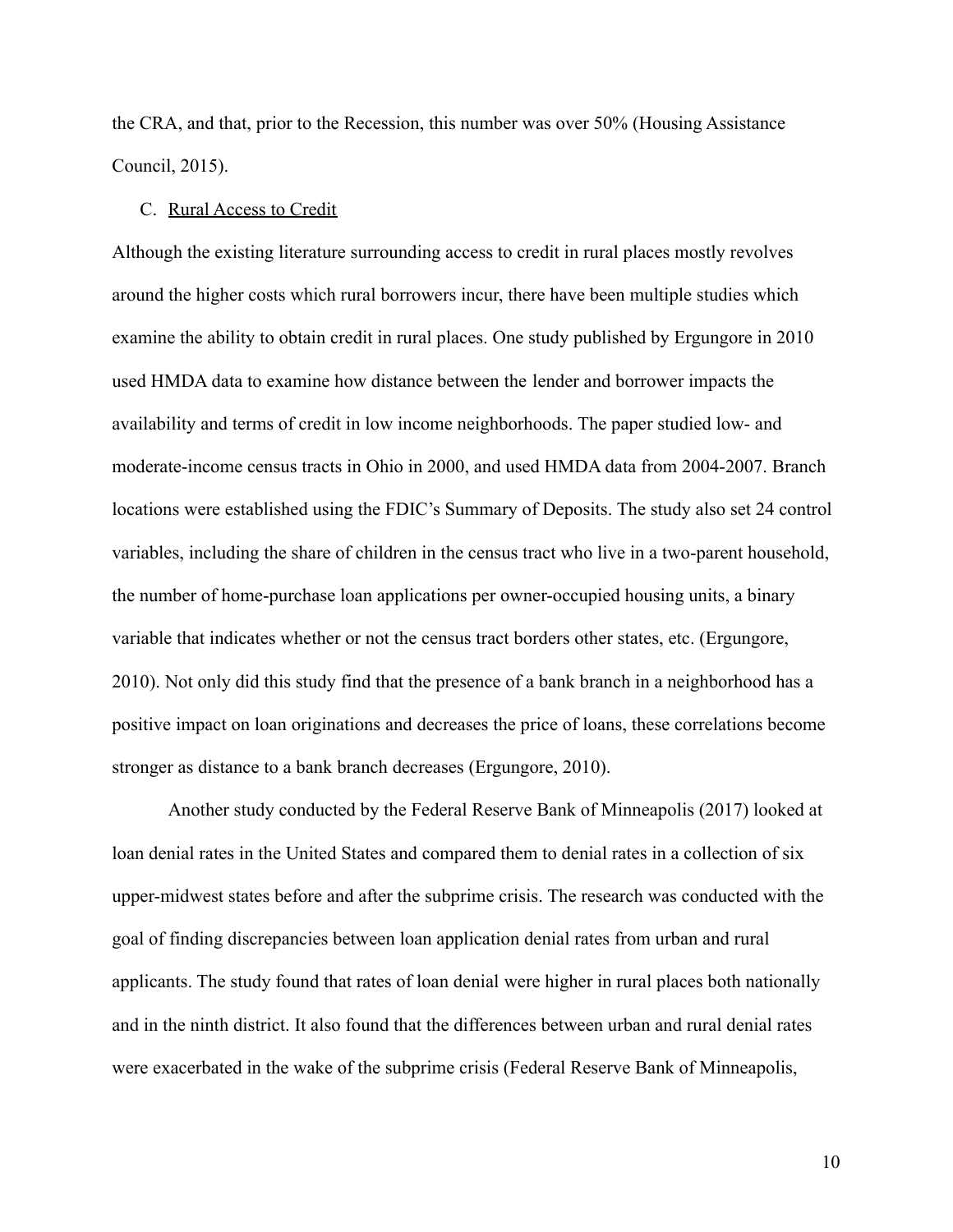the CRA, and that, prior to the Recession, this number was over 50% (Housing Assistance Council, 2015).

### C. Rural Access to Credit

Although the existing literature surrounding access to credit in rural places mostly revolves around the higher costs which rural borrowers incur, there have been multiple studies which examine the ability to obtain credit in rural places. One study published by Ergungore in 2010 used HMDA data to examine how distance between the lender and borrower impacts the availability and terms of credit in low income neighborhoods. The paper studied low- and moderate-income census tracts in Ohio in 2000, and used HMDA data from 2004-2007. Branch locations were established using the FDIC's Summary of Deposits. The study also set 24 control variables, including the share of children in the census tract who live in a two-parent household, the number of home-purchase loan applications per owner-occupied housing units, a binary variable that indicates whether or not the census tract borders other states, etc. (Ergungore, 2010). Not only did this study find that the presence of a bank branch in a neighborhood has a positive impact on loan originations and decreases the price of loans, these correlations become stronger as distance to a bank branch decreases (Ergungore, 2010).

Another study conducted by the Federal Reserve Bank of Minneapolis (2017) looked at loan denial rates in the United States and compared them to denial rates in a collection of six upper-midwest states before and after the subprime crisis. The research was conducted with the goal of finding discrepancies between loan application denial rates from urban and rural applicants. The study found that rates of loan denial were higher in rural places both nationally and in the ninth district. It also found that the differences between urban and rural denial rates were exacerbated in the wake of the subprime crisis (Federal Reserve Bank of Minneapolis,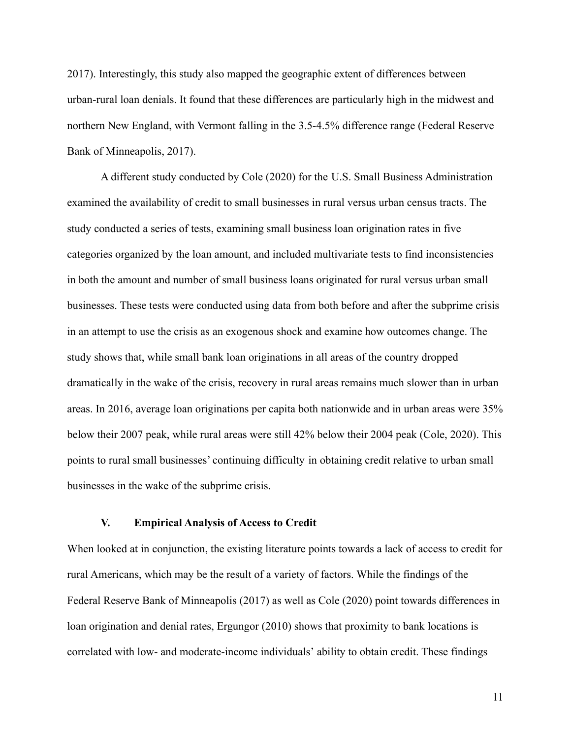2017). Interestingly, this study also mapped the geographic extent of differences between urban-rural loan denials. It found that these differences are particularly high in the midwest and northern New England, with Vermont falling in the 3.5-4.5% difference range (Federal Reserve Bank of Minneapolis, 2017).

A different study conducted by Cole (2020) for the U.S. Small Business Administration examined the availability of credit to small businesses in rural versus urban census tracts. The study conducted a series of tests, examining small business loan origination rates in five categories organized by the loan amount, and included multivariate tests to find inconsistencies in both the amount and number of small business loans originated for rural versus urban small businesses. These tests were conducted using data from both before and after the subprime crisis in an attempt to use the crisis as an exogenous shock and examine how outcomes change. The study shows that, while small bank loan originations in all areas of the country dropped dramatically in the wake of the crisis, recovery in rural areas remains much slower than in urban areas. In 2016, average loan originations per capita both nationwide and in urban areas were 35% below their 2007 peak, while rural areas were still 42% below their 2004 peak (Cole, 2020). This points to rural small businesses' continuing difficulty in obtaining credit relative to urban small businesses in the wake of the subprime crisis.

## V. Empirical Analysis of Access to Credit

When looked at in conjunction, the existing literature points towards a lack of access to credit for rural Americans, which may be the result of a variety of factors. While the findings of the Federal Reserve Bank of Minneapolis (2017) as well as Cole (2020) point towards differences in loan origination and denial rates, Ergungor (2010) shows that proximity to bank locations is correlated with low- and moderate-income individuals' ability to obtain credit. These findings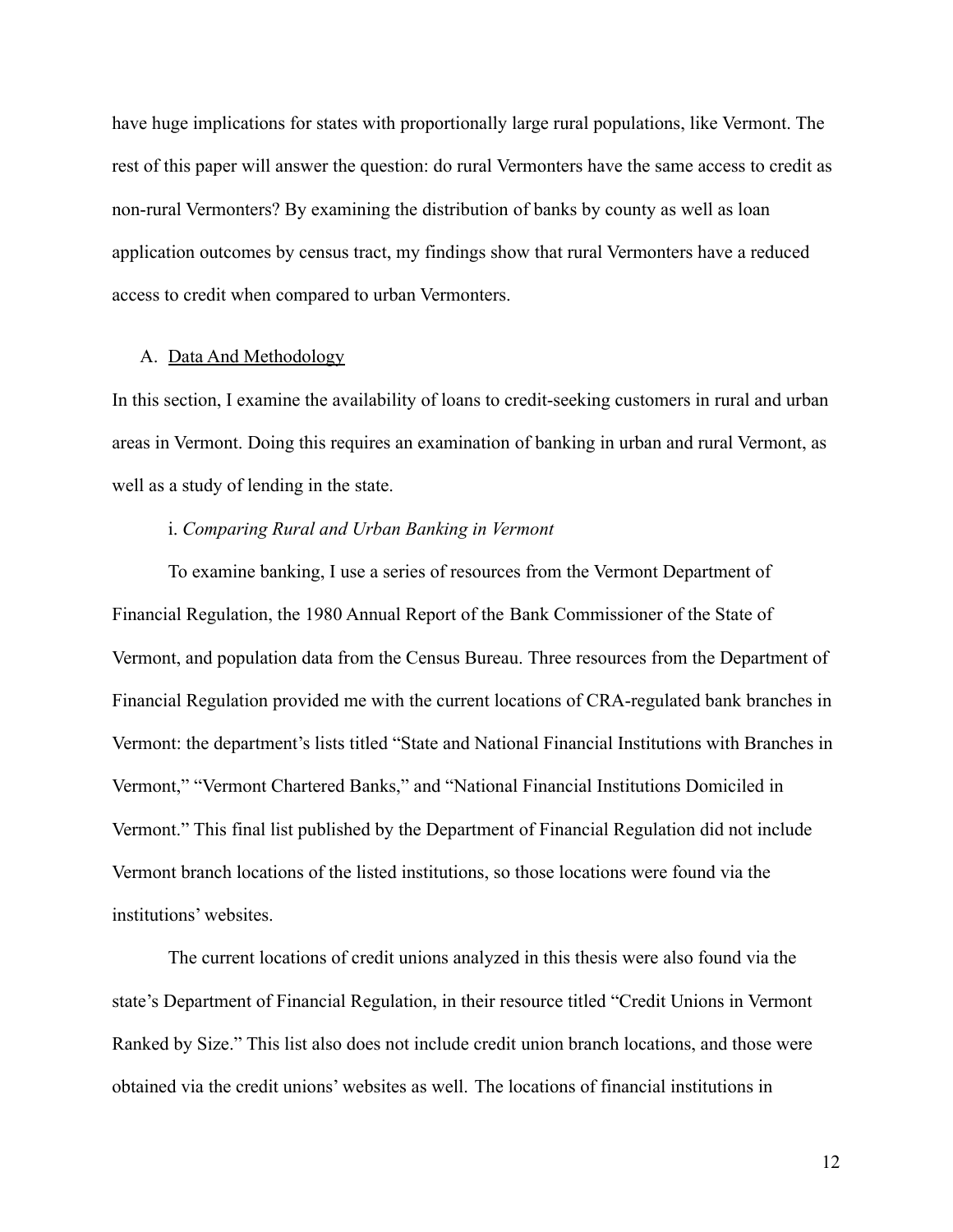have huge implications for states with proportionally large rural populations, like Vermont. The rest of this paper will answer the question: do rural Vermonters have the same access to credit as non-rural Vermonters? By examining the distribution of banks by county as well as loan application outcomes by census tract, my findings show that rural Vermonters have a reduced access to credit when compared to urban Vermonters.

### A. Data And Methodology

In this section, I examine the availability of loans to credit-seeking customers in rural and urban areas in Vermont. Doing this requires an examination of banking in urban and rural Vermont, as well as a study of lending in the state.

#### i. *Comparing Rural and Urban Banking in Vermont*

To examine banking, I use a series of resources from the Vermont Department of Financial Regulation, the 1980 Annual Report of the Bank Commissioner of the State of Vermont, and population data from the Census Bureau. Three resources from the Department of Financial Regulation provided me with the current locations of CRA-regulated bank branches in Vermont: the department's lists titled "State and National Financial Institutions with Branches in Vermont," "Vermont Chartered Banks," and "National Financial Institutions Domiciled in Vermont." This final list published by the Department of Financial Regulation did not include Vermont branch locations of the listed institutions, so those locations were found via the institutions' websites.

The current locations of credit unions analyzed in this thesis were also found via the state's Department of Financial Regulation, in their resource titled "Credit Unions in Vermont Ranked by Size." This list also does not include credit union branch locations, and those were obtained via the credit unions' websites as well. The locations of financial institutions in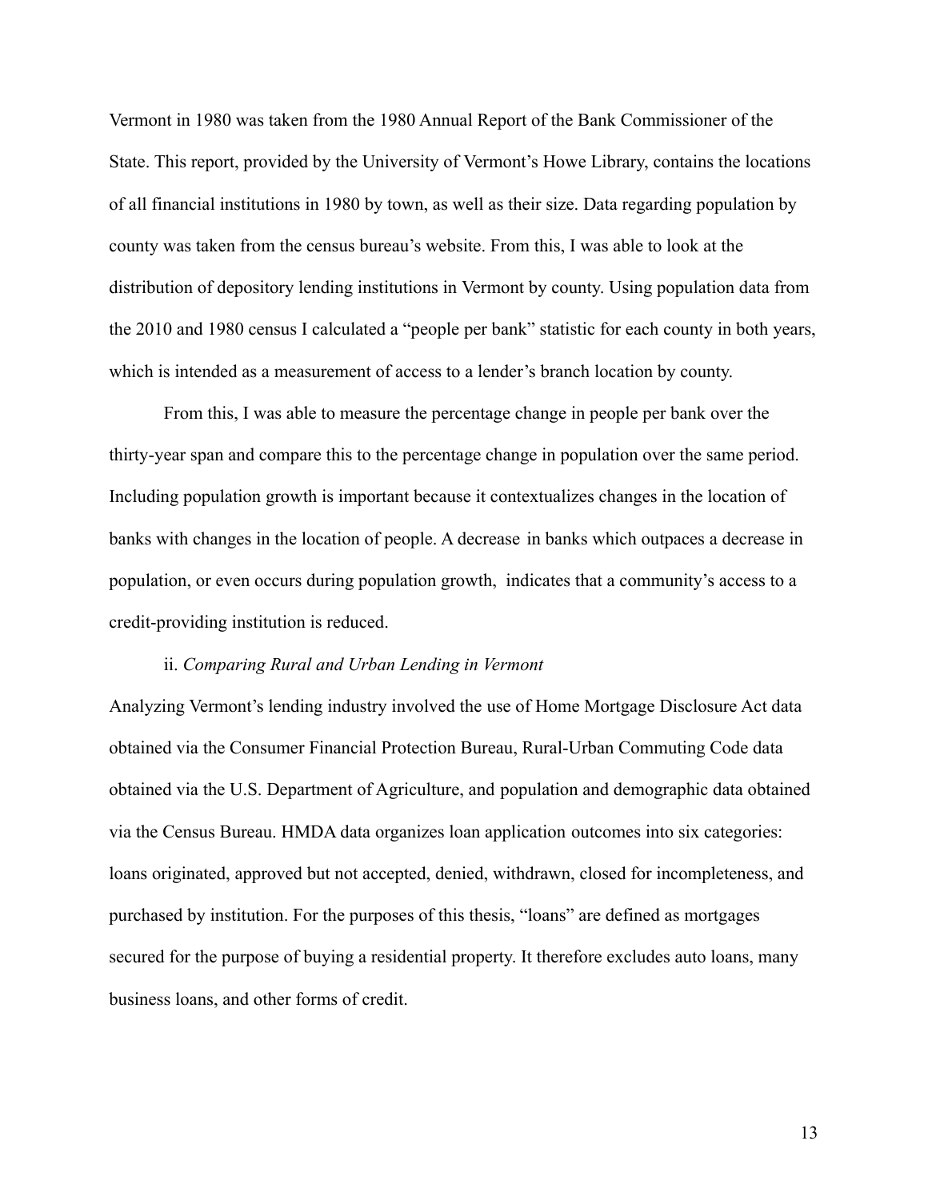Vermont in 1980 was taken from the 1980 Annual Report of the Bank Commissioner of the State. This report, provided by the University of Vermont's Howe Library, contains the locations of all financial institutions in 1980 by town, as well as their size. Data regarding population by county was taken from the census bureau's website. From this, I was able to look at the distribution of depository lending institutions in Vermont by county. Using population data from the 2010 and 1980 census I calculated a "people per bank" statistic for each county in both years, which is intended as a measurement of access to a lender's branch location by county.

From this, I was able to measure the percentage change in people per bank over the thirty-year span and compare this to the percentage change in population over the same period. Including population growth is important because it contextualizes changes in the location of banks with changes in the location of people. A decrease in banks which outpaces a decrease in population, or even occurs during population growth, indicates that a community's access to a credit-providing institution is reduced.

ii. *Comparing Rural and Urban Lending in Vermont*

Analyzing Vermont's lending industry involved the use of Home Mortgage Disclosure Act data obtained via the Consumer Financial Protection Bureau, Rural-Urban Commuting Code data obtained via the U.S. Department of Agriculture, and population and demographic data obtained via the Census Bureau. HMDA data organizes loan application outcomes into six categories: loans originated, approved but not accepted, denied, withdrawn, closed for incompleteness, and purchased by institution. For the purposes of this thesis, "loans" are defined as mortgages secured for the purpose of buying a residential property. It therefore excludes auto loans, many business loans, and other forms of credit.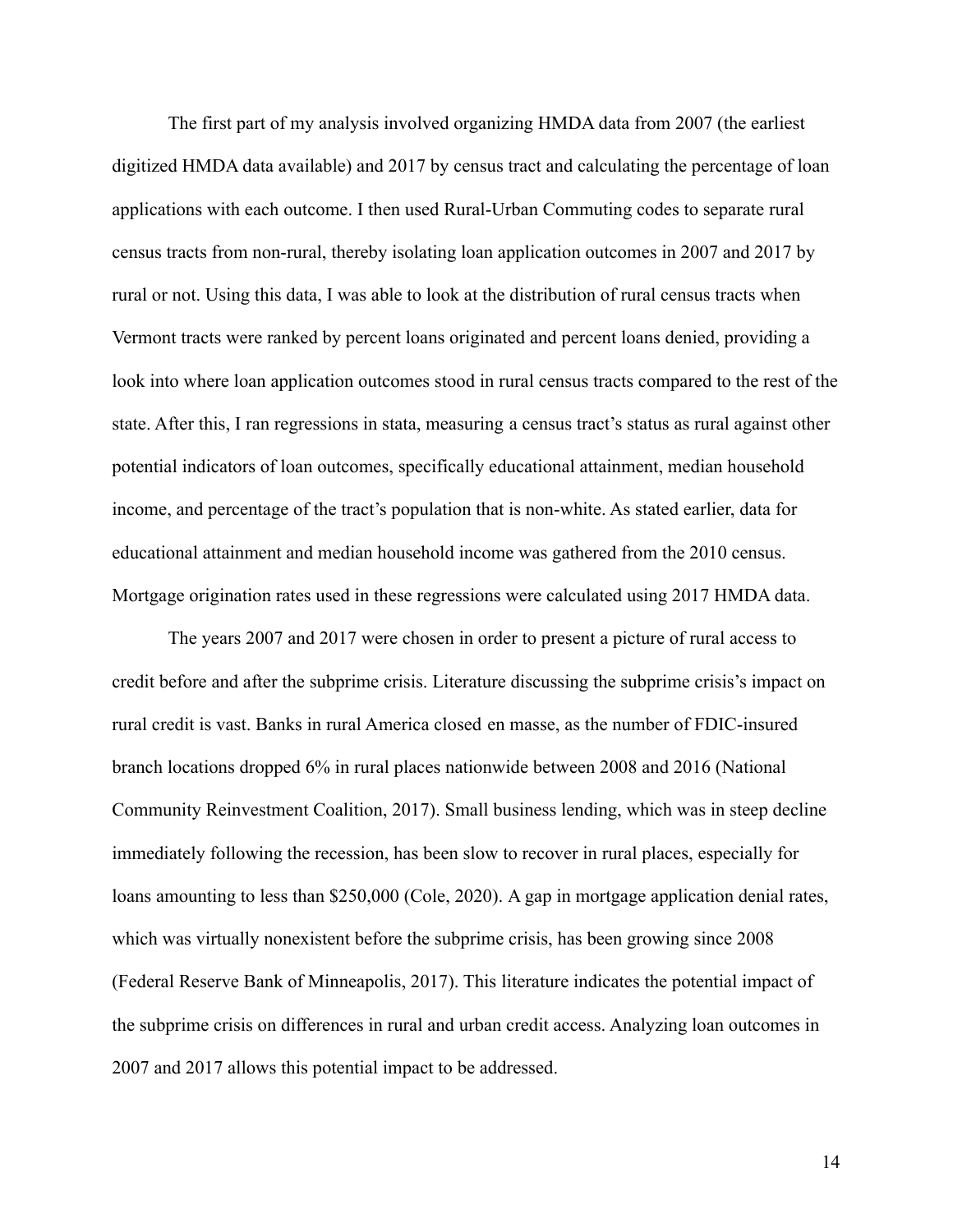The first part of my analysis involved organizing HMDA data from 2007 (the earliest digitized HMDA data available) and 2017 by census tract and calculating the percentage of loan applications with each outcome. I then used Rural-Urban Commuting codes to separate rural census tracts from non-rural, thereby isolating loan application outcomes in 2007 and 2017 by rural or not. Using this data, I was able to look at the distribution of rural census tracts when Vermont tracts were ranked by percent loans originated and percent loans denied, providing a look into where loan application outcomes stood in rural census tracts compared to the rest of the state. After this, I ran regressions in stata, measuring a census tract's status as rural against other potential indicators of loan outcomes, specifically educational attainment, median household income, and percentage of the tract's population that is non-white. As stated earlier, data for educational attainment and median household income was gathered from the 2010 census. Mortgage origination rates used in these regressions were calculated using 2017 HMDA data.

The years 2007 and 2017 were chosen in order to present a picture of rural access to credit before and after the subprime crisis. Literature discussing the subprime crisis's impact on rural credit is vast. Banks in rural America closed en masse, as the number of FDIC-insured branch locations dropped 6% in rural places nationwide between 2008 and 2016 (National Community Reinvestment Coalition, 2017). Small business lending, which was in steep decline immediately following the recession, has been slow to recover in rural places, especially for loans amounting to less than $250,000 (Cole, 2020). A gap in mortgage application denial rates, which was virtually nonexistent before the subprime crisis, has been growing since 2008 (Federal Reserve Bank of Minneapolis, 2017). This literature indicates the potential impact of the subprime crisis on differences in rural and urban credit access. Analyzing loan outcomes in 2007 and 2017 allows this potential impact to be addressed.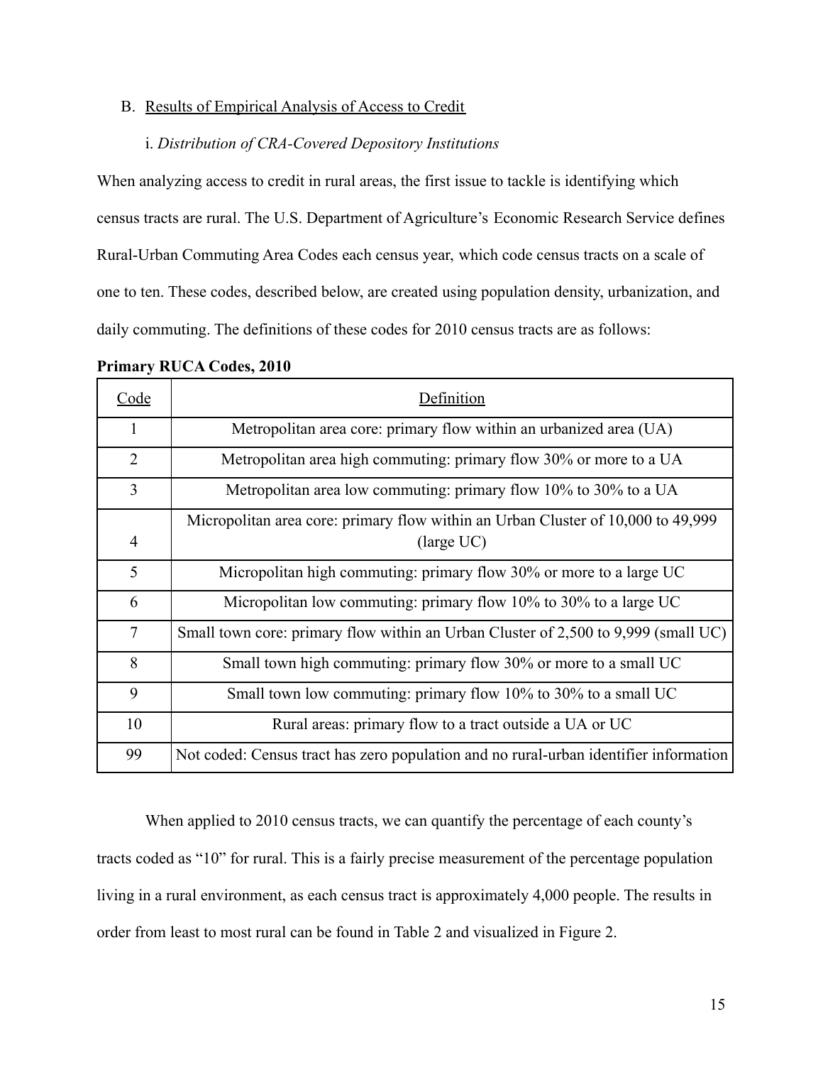### B. Results of Empirical Analysis of Access to Credit

#### i. *Distribution of CRA-Covered Depository Institutions*

When analyzing access to credit in rural areas, the first issue to tackle is identifying which census tracts are rural. The U.S. Department of Agriculture's Economic Research Service defines Rural-Urban Commuting Area Codes each census year, which code census tracts on a scale of one to ten. These codes, described below, are created using population density, urbanization, and daily commuting. The definitions of these codes for 2010 census tracts are as follows:

**Primary RUCA Codes, 2010**

| Code | Definition |
|---|---|
| 1 | Metropolitan area core: primary flow within an urbanized area (UA) |
| 2 | Metropolitan area high commuting: primary flow 30% or more to a UA |
| 3 | Metropolitan area low commuting: primary flow 10% to 30% to a UA |
| 4 | Micropolitan area core: primary flow within an Urban Cluster of 10,000 to 49,999 (large UC) |
| 5 | Micropolitan high commuting: primary flow 30% or more to a large UC |
| 6 | Micropolitan low commuting: primary flow 10% to 30% to a large UC |
| 7 | Small town core: primary flow within an Urban Cluster of 2,500 to 9,999 (small UC) |
| 8 | Small town high commuting: primary flow 30% or more to a small UC |
| 9 | Small town low commuting: primary flow 10% to 30% to a small UC |
| 10 | Rural areas: primary flow to a tract outside a UA or UC |
| 99 | Not coded: Census tract has zero population and no rural-urban identifier information |

When applied to 2010 census tracts, we can quantify the percentage of each county's tracts coded as "10" for rural. This is a fairly precise measurement of the percentage population living in a rural environment, as each census tract is approximately 4,000 people. The results in order from least to most rural can be found in Table 2 and visualized in Figure 2.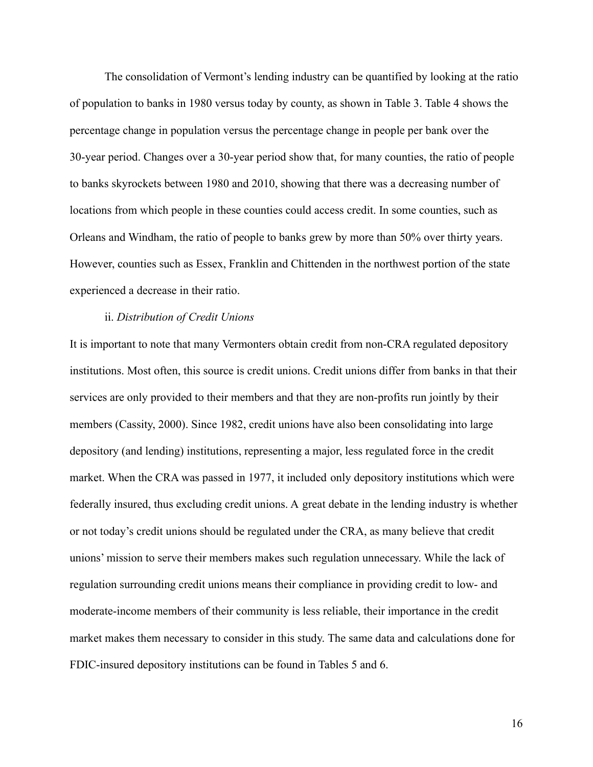The consolidation of Vermont's lending industry can be quantified by looking at the ratio of population to banks in 1980 versus today by county, as shown in Table 3. Table 4 shows the percentage change in population versus the percentage change in people per bank over the 30-year period. Changes over a 30-year period show that, for many counties, the ratio of people to banks skyrockets between 1980 and 2010, showing that there was a decreasing number of locations from which people in these counties could access credit. In some counties, such as Orleans and Windham, the ratio of people to banks grew by more than 50% over thirty years. However, counties such as Essex, Franklin and Chittenden in the northwest portion of the state experienced a decrease in their ratio.

ii. *Distribution of Credit Unions*

It is important to note that many Vermonters obtain credit from non-CRA regulated depository institutions. Most often, this source is credit unions. Credit unions differ from banks in that their services are only provided to their members and that they are non-profits run jointly by their members (Cassity, 2000). Since 1982, credit unions have also been consolidating into large depository (and lending) institutions, representing a major, less regulated force in the credit market. When the CRA was passed in 1977, it included only depository institutions which were federally insured, thus excluding credit unions. A great debate in the lending industry is whether or not today's credit unions should be regulated under the CRA, as many believe that credit unions' mission to serve their members makes such regulation unnecessary. While the lack of regulation surrounding credit unions means their compliance in providing credit to low- and moderate-income members of their community is less reliable, their importance in the credit market makes them necessary to consider in this study. The same data and calculations done for FDIC-insured depository institutions can be found in Tables 5 and 6.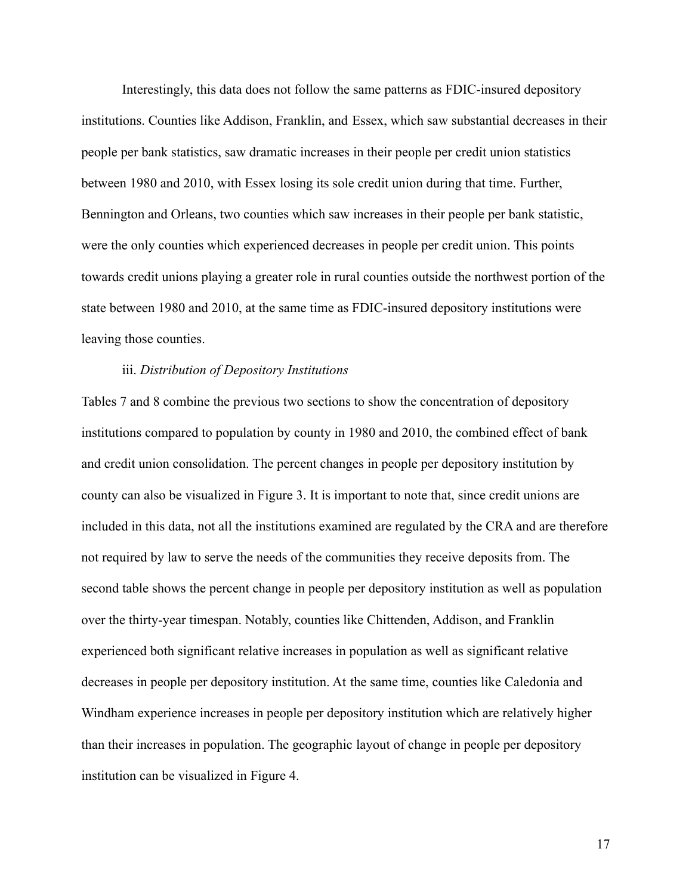Interestingly, this data does not follow the same patterns as FDIC-insured depository institutions. Counties like Addison, Franklin, and Essex, which saw substantial decreases in their people per bank statistics, saw dramatic increases in their people per credit union statistics between 1980 and 2010, with Essex losing its sole credit union during that time. Further, Bennington and Orleans, two counties which saw increases in their people per bank statistic, were the only counties which experienced decreases in people per credit union. This points towards credit unions playing a greater role in rural counties outside the northwest portion of the state between 1980 and 2010, at the same time as FDIC-insured depository institutions were leaving those counties.

iii. *Distribution of Depository Institutions*

Tables 7 and 8 combine the previous two sections to show the concentration of depository institutions compared to population by county in 1980 and 2010, the combined effect of bank and credit union consolidation. The percent changes in people per depository institution by county can also be visualized in Figure 3. It is important to note that, since credit unions are included in this data, not all the institutions examined are regulated by the CRA and are therefore not required by law to serve the needs of the communities they receive deposits from. The second table shows the percent change in people per depository institution as well as population over the thirty-year timespan. Notably, counties like Chittenden, Addison, and Franklin experienced both significant relative increases in population as well as significant relative decreases in people per depository institution. At the same time, counties like Caledonia and Windham experience increases in people per depository institution which are relatively higher than their increases in population. The geographic layout of change in people per depository institution can be visualized in Figure 4.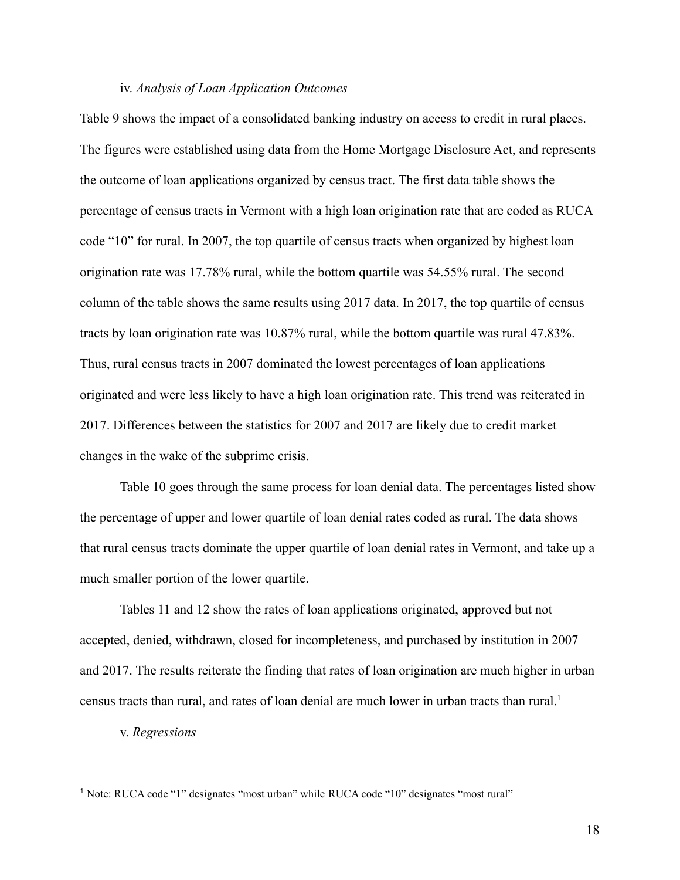### iv. *Analysis of Loan Application Outcomes*

Table 9 shows the impact of a consolidated banking industry on access to credit in rural places. The figures were established using data from the Home Mortgage Disclosure Act, and represents the outcome of loan applications organized by census tract. The first data table shows the percentage of census tracts in Vermont with a high loan origination rate that are coded as RUCA code "10" for rural. In 2007, the top quartile of census tracts when organized by highest loan origination rate was 17.78% rural, while the bottom quartile was 54.55% rural. The second column of the table shows the same results using 2017 data. In 2017, the top quartile of census tracts by loan origination rate was 10.87% rural, while the bottom quartile was rural 47.83%. Thus, rural census tracts in 2007 dominated the lowest percentages of loan applications originated and were less likely to have a high loan origination rate. This trend was reiterated in 2017. Differences between the statistics for 2007 and 2017 are likely due to credit market changes in the wake of the subprime crisis.

Table 10 goes through the same process for loan denial data. The percentages listed show the percentage of upper and lower quartile of loan denial rates coded as rural. The data shows that rural census tracts dominate the upper quartile of loan denial rates in Vermont, and take up a much smaller portion of the lower quartile.

Tables 11 and 12 show the rates of loan applications originated, approved but not accepted, denied, withdrawn, closed for incompleteness, and purchased by institution in 2007 and 2017. The results reiterate the finding that rates of loan origination are much higher in urban census tracts than rural, and rates of loan denial are much lower in urban tracts than rural.[1]

### v. *Regressions*

[1] Note: RUCA code "1" designates "most urban" while RUCA code "10" designates "most rural"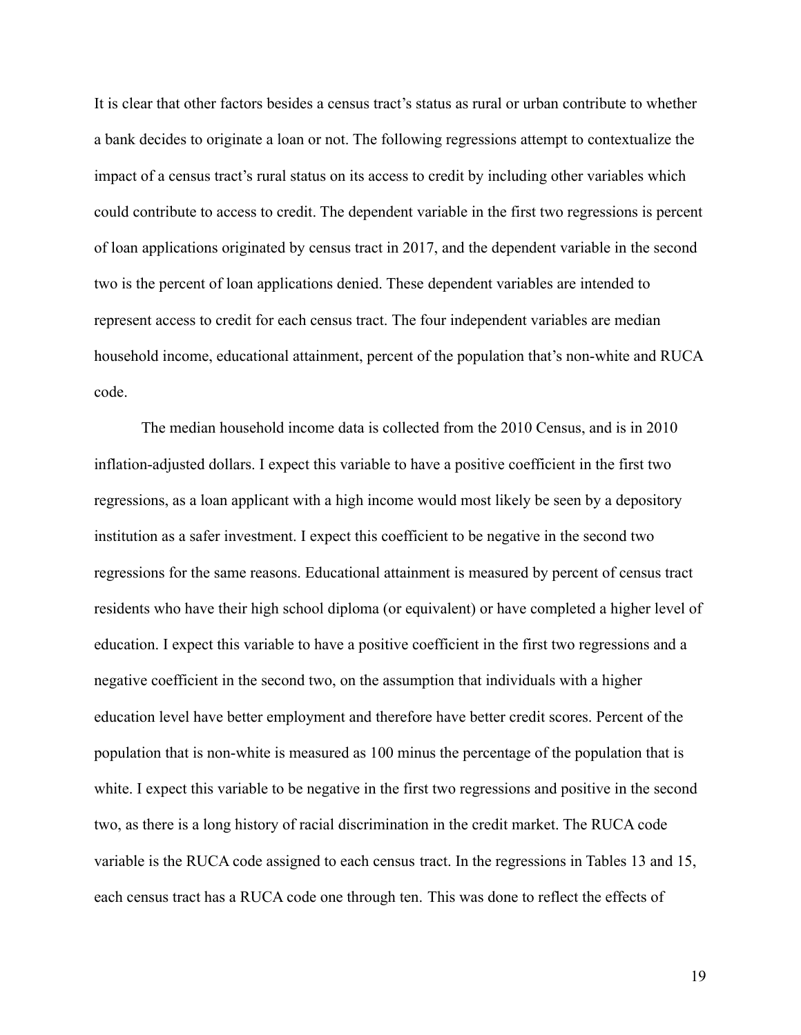It is clear that other factors besides a census tract's status as rural or urban contribute to whether a bank decides to originate a loan or not. The following regressions attempt to contextualize the impact of a census tract's rural status on its access to credit by including other variables which could contribute to access to credit. The dependent variable in the first two regressions is percent of loan applications originated by census tract in 2017, and the dependent variable in the second two is the percent of loan applications denied. These dependent variables are intended to represent access to credit for each census tract. The four independent variables are median household income, educational attainment, percent of the population that's non-white and RUCA code.

The median household income data is collected from the 2010 Census, and is in 2010 inflation-adjusted dollars. I expect this variable to have a positive coefficient in the first two regressions, as a loan applicant with a high income would most likely be seen by a depository institution as a safer investment. I expect this coefficient to be negative in the second two regressions for the same reasons. Educational attainment is measured by percent of census tract residents who have their high school diploma (or equivalent) or have completed a higher level of education. I expect this variable to have a positive coefficient in the first two regressions and a negative coefficient in the second two, on the assumption that individuals with a higher education level have better employment and therefore have better credit scores. Percent of the population that is non-white is measured as 100 minus the percentage of the population that is white. I expect this variable to be negative in the first two regressions and positive in the second two, as there is a long history of racial discrimination in the credit market. The RUCA code variable is the RUCA code assigned to each census tract. In the regressions in Tables 13 and 15, each census tract has a RUCA code one through ten. This was done to reflect the effects of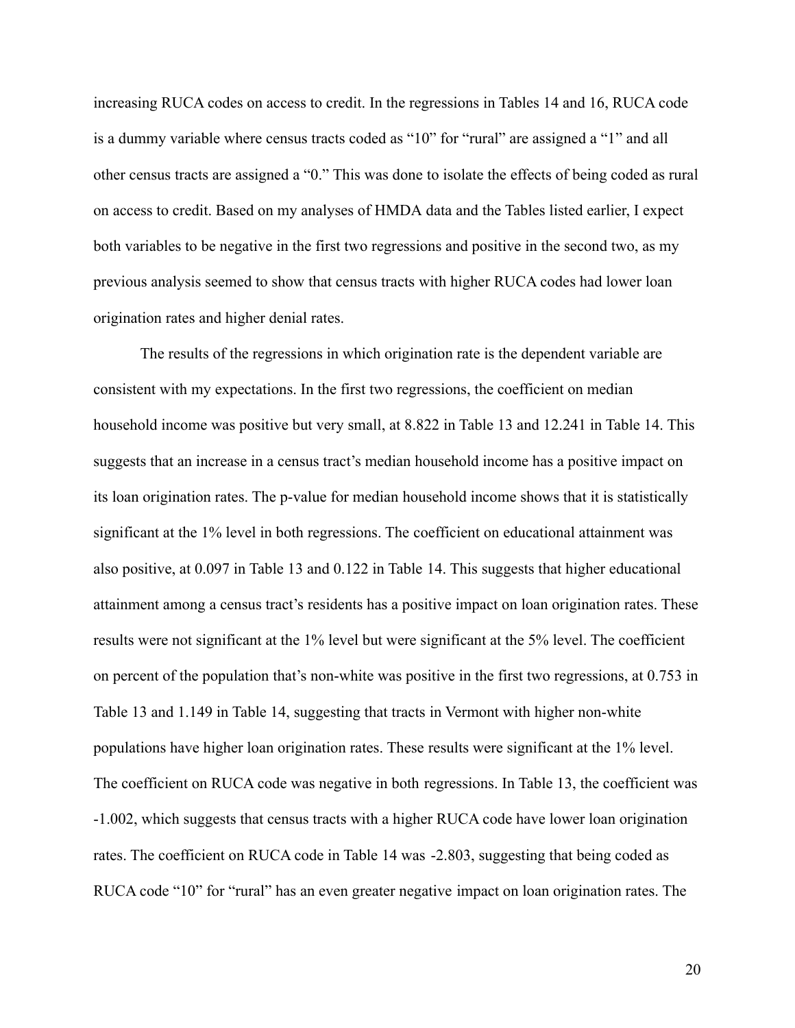increasing RUCA codes on access to credit. In the regressions in Tables 14 and 16, RUCA code is a dummy variable where census tracts coded as "10" for "rural" are assigned a "1" and all other census tracts are assigned a "0." This was done to isolate the effects of being coded as rural on access to credit. Based on my analyses of HMDA data and the Tables listed earlier, I expect both variables to be negative in the first two regressions and positive in the second two, as my previous analysis seemed to show that census tracts with higher RUCA codes had lower loan origination rates and higher denial rates.

The results of the regressions in which origination rate is the dependent variable are consistent with my expectations. In the first two regressions, the coefficient on median household income was positive but very small, at 8.822 in Table 13 and 12.241 in Table 14. This suggests that an increase in a census tract's median household income has a positive impact on its loan origination rates. The p-value for median household income shows that it is statistically significant at the 1% level in both regressions. The coefficient on educational attainment was also positive, at 0.097 in Table 13 and 0.122 in Table 14. This suggests that higher educational attainment among a census tract's residents has a positive impact on loan origination rates. These results were not significant at the 1% level but were significant at the 5% level. The coefficient on percent of the population that's non-white was positive in the first two regressions, at 0.753 in Table 13 and 1.149 in Table 14, suggesting that tracts in Vermont with higher non-white populations have higher loan origination rates. These results were significant at the 1% level. The coefficient on RUCA code was negative in both regressions. In Table 13, the coefficient was -1.002, which suggests that census tracts with a higher RUCA code have lower loan origination rates. The coefficient on RUCA code in Table 14 was -2.803, suggesting that being coded as RUCA code "10" for "rural" has an even greater negative impact on loan origination rates. The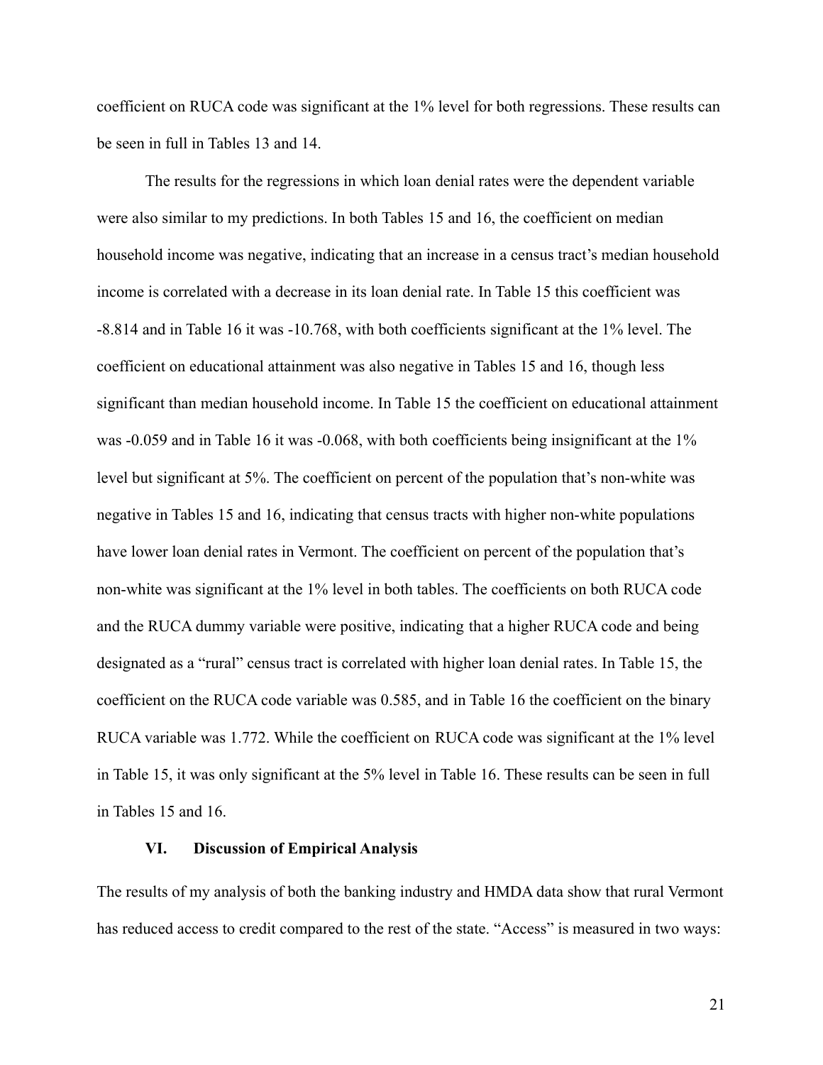coefficient on RUCA code was significant at the 1% level for both regressions. These results can be seen in full in Tables 13 and 14.

The results for the regressions in which loan denial rates were the dependent variable were also similar to my predictions. In both Tables 15 and 16, the coefficient on median household income was negative, indicating that an increase in a census tract's median household income is correlated with a decrease in its loan denial rate. In Table 15 this coefficient was -8.814 and in Table 16 it was -10.768, with both coefficients significant at the 1% level. The coefficient on educational attainment was also negative in Tables 15 and 16, though less significant than median household income. In Table 15 the coefficient on educational attainment was -0.059 and in Table 16 it was -0.068, with both coefficients being insignificant at the 1% level but significant at 5%. The coefficient on percent of the population that's non-white was negative in Tables 15 and 16, indicating that census tracts with higher non-white populations have lower loan denial rates in Vermont. The coefficient on percent of the population that's non-white was significant at the 1% level in both tables. The coefficients on both RUCA code and the RUCA dummy variable were positive, indicating that a higher RUCA code and being designated as a "rural" census tract is correlated with higher loan denial rates. In Table 15, the coefficient on the RUCA code variable was 0.585, and in Table 16 the coefficient on the binary RUCA variable was 1.772. While the coefficient on RUCA code was significant at the 1% level in Table 15, it was only significant at the 5% level in Table 16. These results can be seen in full in Tables 15 and 16.

## VI. Discussion of Empirical Analysis

The results of my analysis of both the banking industry and HMDA data show that rural Vermont has reduced access to credit compared to the rest of the state. "Access" is measured in two ways: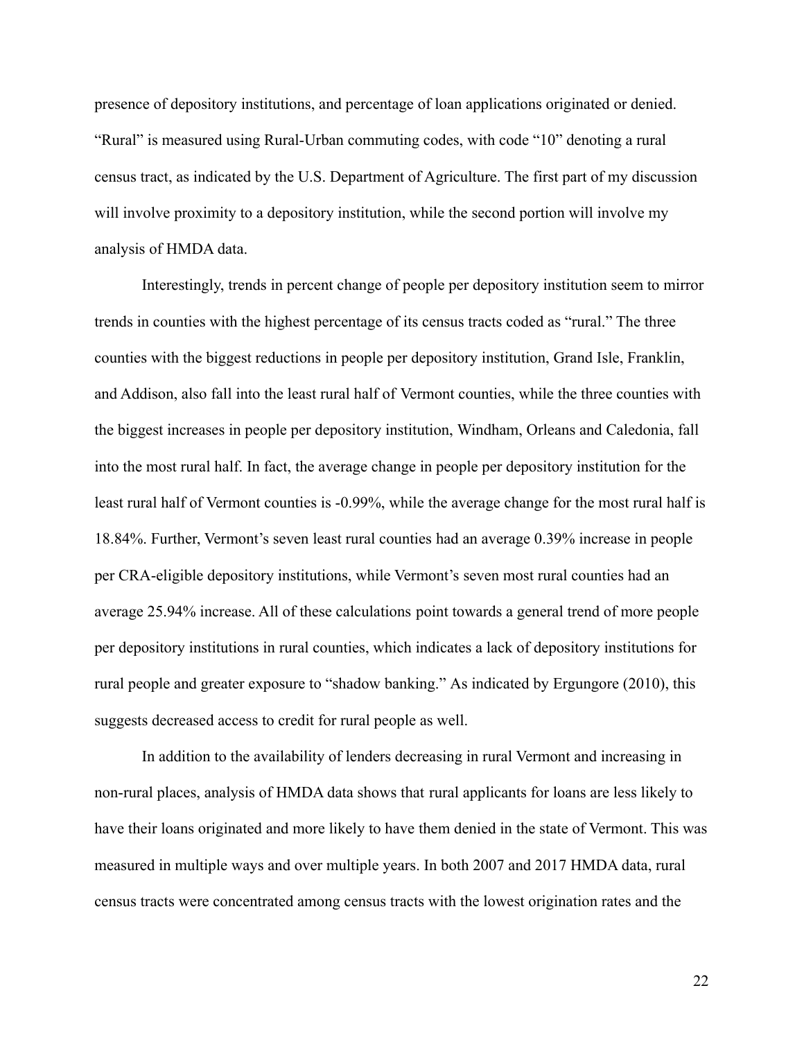presence of depository institutions, and percentage of loan applications originated or denied. "Rural" is measured using Rural-Urban commuting codes, with code "10" denoting a rural census tract, as indicated by the U.S. Department of Agriculture. The first part of my discussion will involve proximity to a depository institution, while the second portion will involve my analysis of HMDA data.

Interestingly, trends in percent change of people per depository institution seem to mirror trends in counties with the highest percentage of its census tracts coded as "rural." The three counties with the biggest reductions in people per depository institution, Grand Isle, Franklin, and Addison, also fall into the least rural half of Vermont counties, while the three counties with the biggest increases in people per depository institution, Windham, Orleans and Caledonia, fall into the most rural half. In fact, the average change in people per depository institution for the least rural half of Vermont counties is -0.99%, while the average change for the most rural half is 18.84%. Further, Vermont's seven least rural counties had an average 0.39% increase in people per CRA-eligible depository institutions, while Vermont's seven most rural counties had an average 25.94% increase. All of these calculations point towards a general trend of more people per depository institutions in rural counties, which indicates a lack of depository institutions for rural people and greater exposure to "shadow banking." As indicated by Ergungore (2010), this suggests decreased access to credit for rural people as well.

In addition to the availability of lenders decreasing in rural Vermont and increasing in non-rural places, analysis of HMDA data shows that rural applicants for loans are less likely to have their loans originated and more likely to have them denied in the state of Vermont. This was measured in multiple ways and over multiple years. In both 2007 and 2017 HMDA data, rural census tracts were concentrated among census tracts with the lowest origination rates and the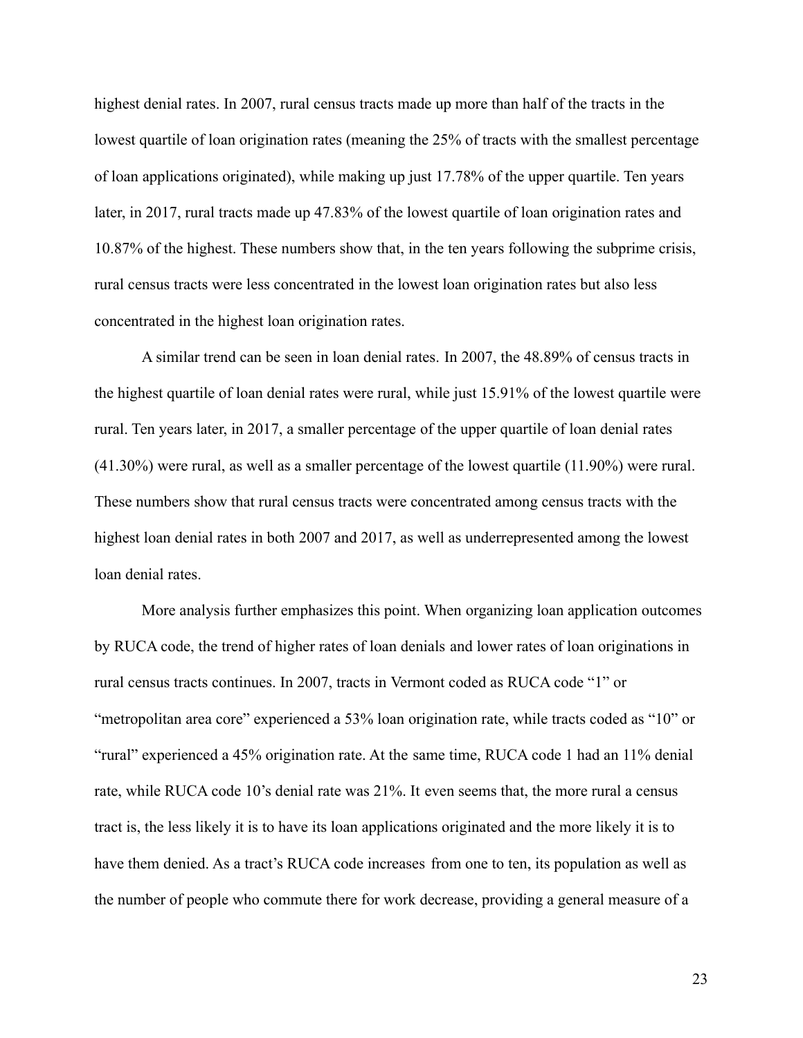highest denial rates. In 2007, rural census tracts made up more than half of the tracts in the lowest quartile of loan origination rates (meaning the 25% of tracts with the smallest percentage of loan applications originated), while making up just 17.78% of the upper quartile. Ten years later, in 2017, rural tracts made up 47.83% of the lowest quartile of loan origination rates and 10.87% of the highest. These numbers show that, in the ten years following the subprime crisis, rural census tracts were less concentrated in the lowest loan origination rates but also less concentrated in the highest loan origination rates.

A similar trend can be seen in loan denial rates. In 2007, the 48.89% of census tracts in the highest quartile of loan denial rates were rural, while just 15.91% of the lowest quartile were rural. Ten years later, in 2017, a smaller percentage of the upper quartile of loan denial rates (41.30%) were rural, as well as a smaller percentage of the lowest quartile (11.90%) were rural. These numbers show that rural census tracts were concentrated among census tracts with the highest loan denial rates in both 2007 and 2017, as well as underrepresented among the lowest loan denial rates.

More analysis further emphasizes this point. When organizing loan application outcomes by RUCA code, the trend of higher rates of loan denials and lower rates of loan originations in rural census tracts continues. In 2007, tracts in Vermont coded as RUCA code "1" or "metropolitan area core" experienced a 53% loan origination rate, while tracts coded as "10" or "rural" experienced a 45% origination rate. At the same time, RUCA code 1 had an 11% denial rate, while RUCA code 10's denial rate was 21%. It even seems that, the more rural a census tract is, the less likely it is to have its loan applications originated and the more likely it is to have them denied. As a tract's RUCA code increases from one to ten, its population as well as the number of people who commute there for work decrease, providing a general measure of a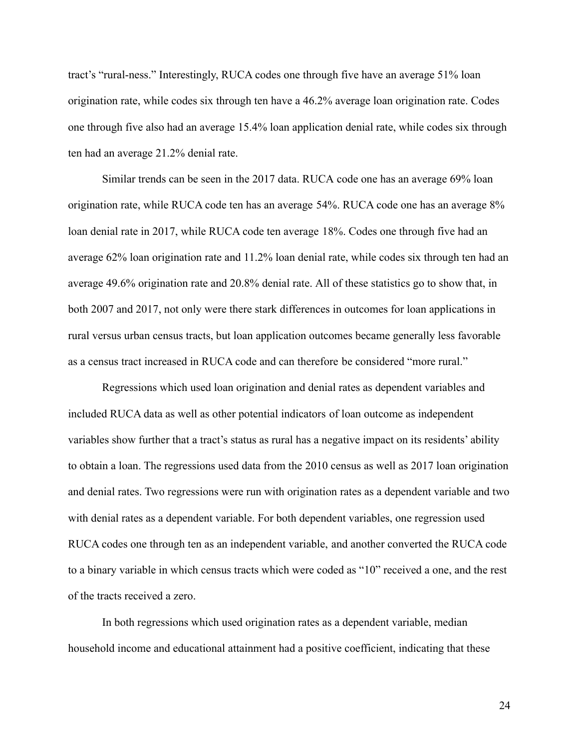tract's "rural-ness." Interestingly, RUCA codes one through five have an average 51% loan origination rate, while codes six through ten have a 46.2% average loan origination rate. Codes one through five also had an average 15.4% loan application denial rate, while codes six through ten had an average 21.2% denial rate.

Similar trends can be seen in the 2017 data. RUCA code one has an average 69% loan origination rate, while RUCA code ten has an average 54%. RUCA code one has an average 8% loan denial rate in 2017, while RUCA code ten average 18%. Codes one through five had an average 62% loan origination rate and 11.2% loan denial rate, while codes six through ten had an average 49.6% origination rate and 20.8% denial rate. All of these statistics go to show that, in both 2007 and 2017, not only were there stark differences in outcomes for loan applications in rural versus urban census tracts, but loan application outcomes became generally less favorable as a census tract increased in RUCA code and can therefore be considered "more rural."

Regressions which used loan origination and denial rates as dependent variables and included RUCA data as well as other potential indicators of loan outcome as independent variables show further that a tract's status as rural has a negative impact on its residents' ability to obtain a loan. The regressions used data from the 2010 census as well as 2017 loan origination and denial rates. Two regressions were run with origination rates as a dependent variable and two with denial rates as a dependent variable. For both dependent variables, one regression used RUCA codes one through ten as an independent variable, and another converted the RUCA code to a binary variable in which census tracts which were coded as "10" received a one, and the rest of the tracts received a zero.

In both regressions which used origination rates as a dependent variable, median household income and educational attainment had a positive coefficient, indicating that these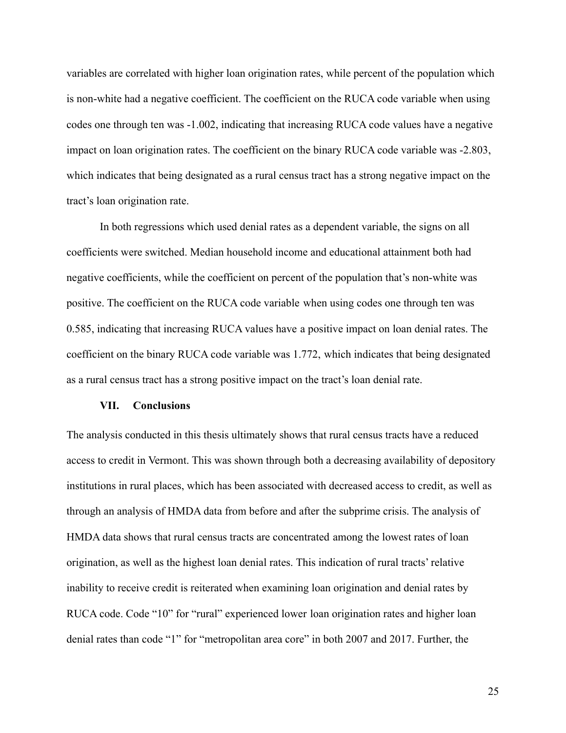variables are correlated with higher loan origination rates, while percent of the population which is non-white had a negative coefficient. The coefficient on the RUCA code variable when using codes one through ten was -1.002, indicating that increasing RUCA code values have a negative impact on loan origination rates. The coefficient on the binary RUCA code variable was -2.803, which indicates that being designated as a rural census tract has a strong negative impact on the tract's loan origination rate.

In both regressions which used denial rates as a dependent variable, the signs on all coefficients were switched. Median household income and educational attainment both had negative coefficients, while the coefficient on percent of the population that's non-white was positive. The coefficient on the RUCA code variable when using codes one through ten was 0.585, indicating that increasing RUCA values have a positive impact on loan denial rates. The coefficient on the binary RUCA code variable was 1.772, which indicates that being designated as a rural census tract has a strong positive impact on the tract's loan denial rate.

## VII. Conclusions

The analysis conducted in this thesis ultimately shows that rural census tracts have a reduced access to credit in Vermont. This was shown through both a decreasing availability of depository institutions in rural places, which has been associated with decreased access to credit, as well as through an analysis of HMDA data from before and after the subprime crisis. The analysis of HMDA data shows that rural census tracts are concentrated among the lowest rates of loan origination, as well as the highest loan denial rates. This indication of rural tracts' relative inability to receive credit is reiterated when examining loan origination and denial rates by RUCA code. Code "10" for "rural" experienced lower loan origination rates and higher loan denial rates than code "1" for "metropolitan area core" in both 2007 and 2017. Further, the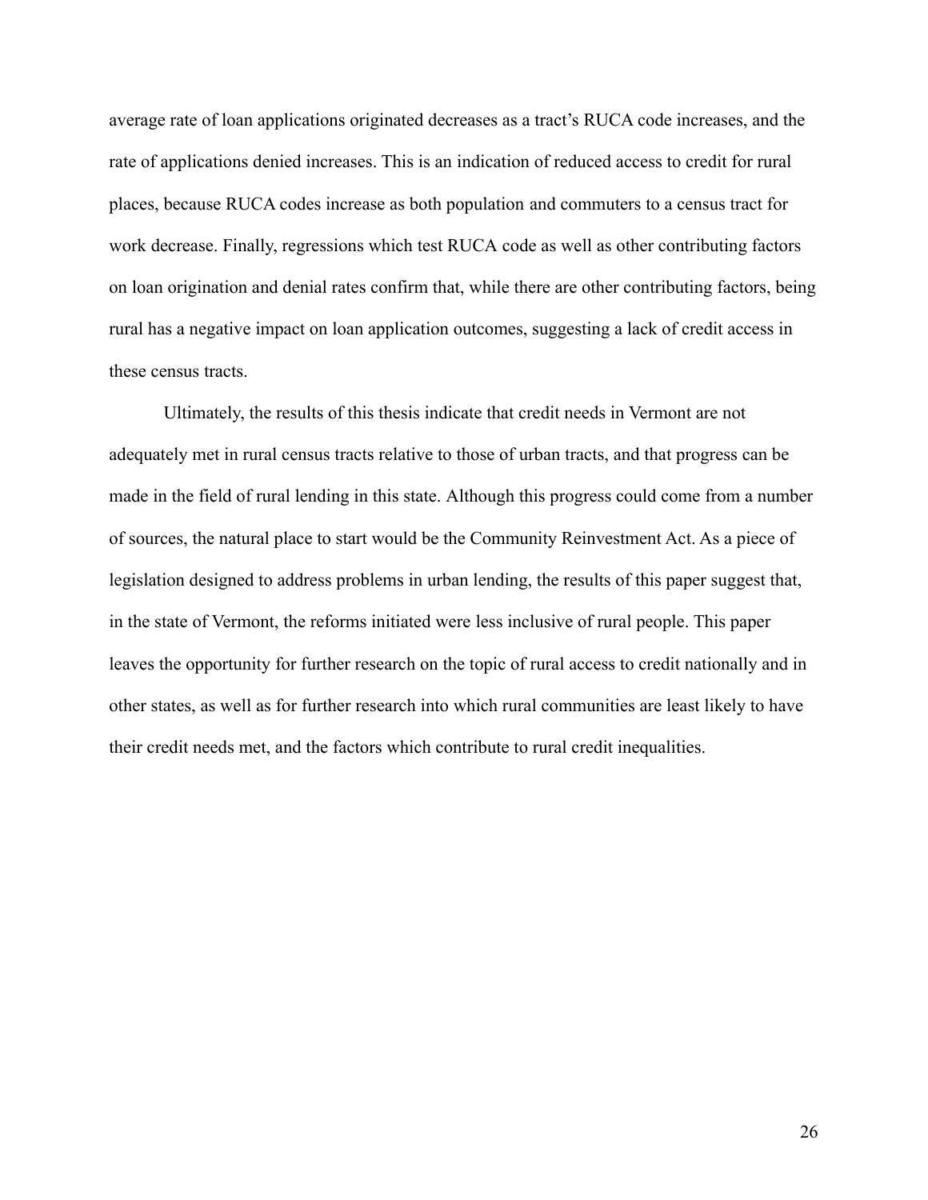average rate of loan applications originated decreases as a tract's RUCA code increases, and the rate of applications denied increases. This is an indication of reduced access to credit for rural places, because RUCA codes increase as both population and commuters to a census tract for work decrease. Finally, regressions which test RUCA code as well as other contributing factors on loan origination and denial rates confirm that, while there are other contributing factors, being rural has a negative impact on loan application outcomes, suggesting a lack of credit access in these census tracts.

Ultimately, the results of this thesis indicate that credit needs in Vermont are not adequately met in rural census tracts relative to those of urban tracts, and that progress can be made in the field of rural lending in this state. Although this progress could come from a number of sources, the natural place to start would be the Community Reinvestment Act. As a piece of legislation designed to address problems in urban lending, the results of this paper suggest that, in the state of Vermont, the reforms initiated were less inclusive of rural people. This paper leaves the opportunity for further research on the topic of rural access to credit nationally and in other states, as well as for further research into which rural communities are least likely to have their credit needs met, and the factors which contribute to rural credit inequalities.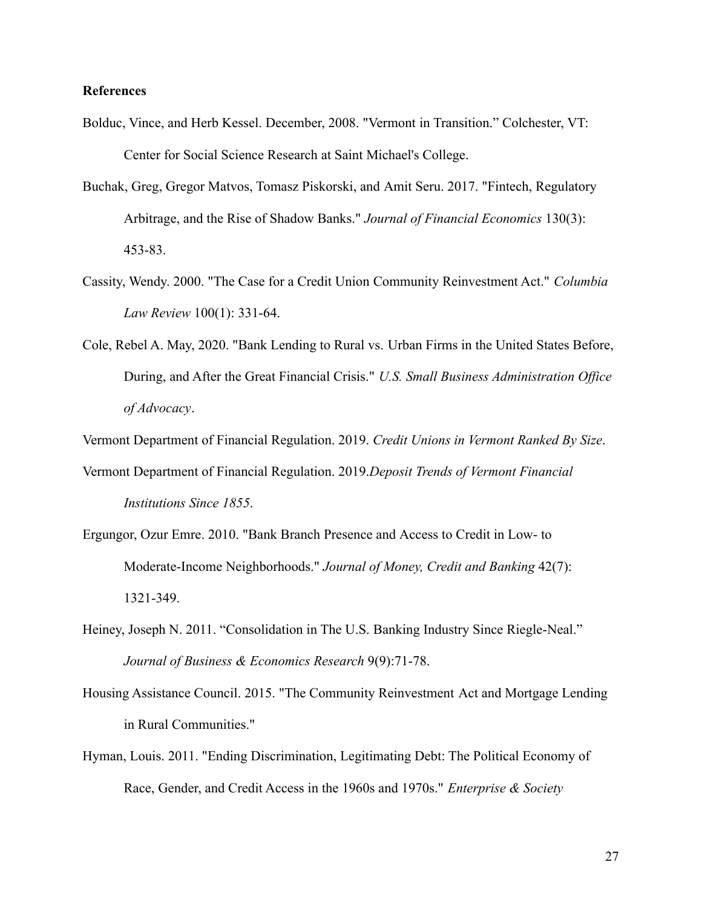**References**

Bolduc, Vince, and Herb Kessel. December, 2008. "Vermont in Transition." Colchester, VT: Center for Social Science Research at Saint Michael's College.

Buchak, Greg, Gregor Matvos, Tomasz Piskorski, and Amit Seru. 2017. "Fintech, Regulatory Arbitrage, and the Rise of Shadow Banks." *Journal of Financial Economics* 130(3): 453-83.

Cassity, Wendy. 2000. "The Case for a Credit Union Community Reinvestment Act." *Columbia Law Review* 100(1): 331-64.

Cole, Rebel A. May, 2020. "Bank Lending to Rural vs. Urban Firms in the United States Before, During, and After the Great Financial Crisis." *U.S. Small Business Administration Office of Advocacy*.

Vermont Department of Financial Regulation. 2019. *Credit Unions in Vermont Ranked By Size*.

Vermont Department of Financial Regulation. 2019.*Deposit Trends of Vermont Financial Institutions Since 1855*.

Ergungor, Ozur Emre. 2010. "Bank Branch Presence and Access to Credit in Low- to Moderate-Income Neighborhoods." *Journal of Money, Credit and Banking* 42(7): 1321-349.

Heiney, Joseph N. 2011. "Consolidation in The U.S. Banking Industry Since Riegle-Neal." *Journal of Business & Economics Research* 9(9):71-78.

Housing Assistance Council. 2015. "The Community Reinvestment Act and Mortgage Lending in Rural Communities."

Hyman, Louis. 2011. "Ending Discrimination, Legitimating Debt: The Political Economy of Race, Gender, and Credit Access in the 1960s and 1970s." *Enterprise & Society*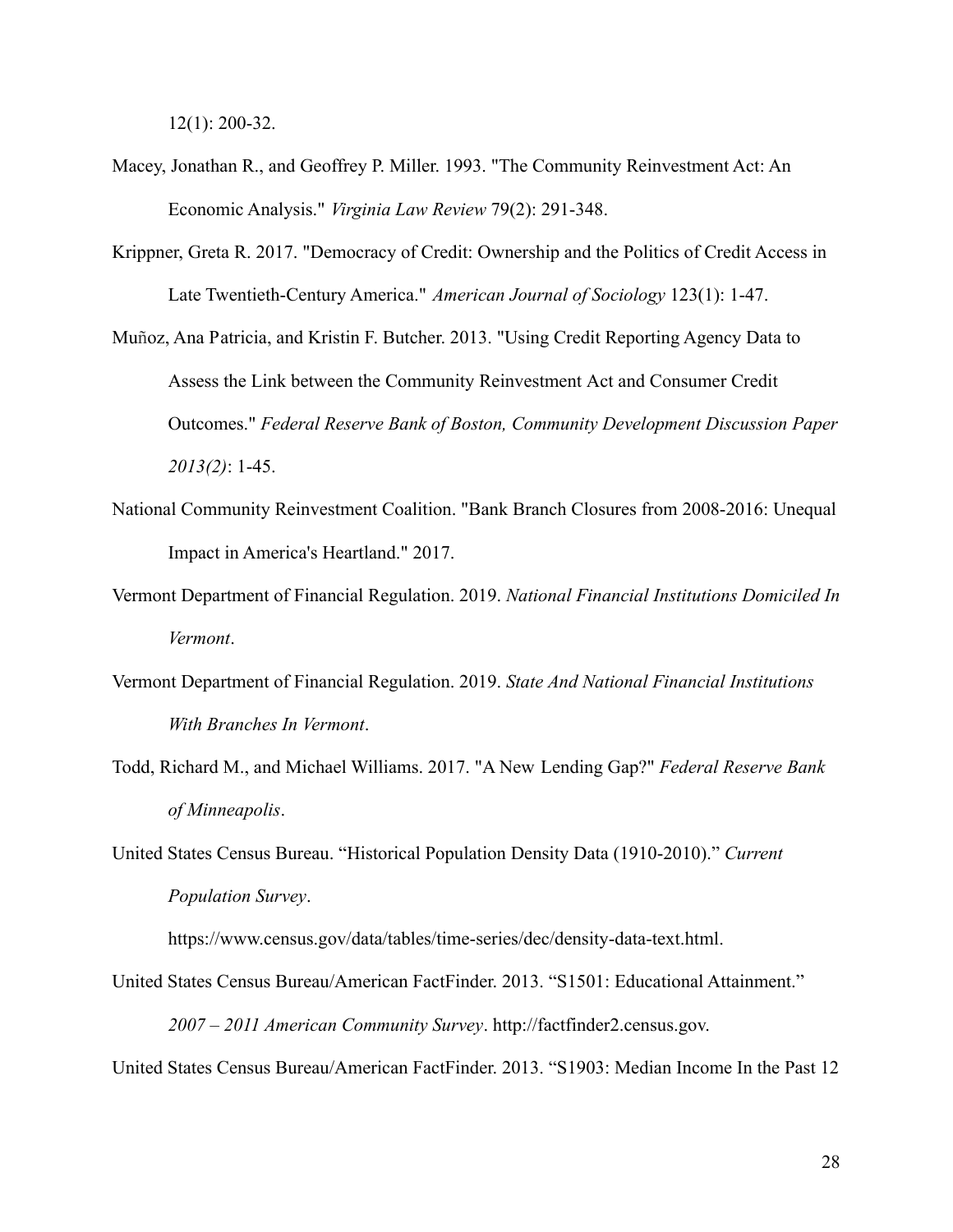12(1): 200-32.

Macey, Jonathan R., and Geoffrey P. Miller. 1993. "The Community Reinvestment Act: An Economic Analysis." *Virginia Law Review* 79(2): 291-348.

Krippner, Greta R. 2017. "Democracy of Credit: Ownership and the Politics of Credit Access in Late Twentieth-Century America." *American Journal of Sociology* 123(1): 1-47.

Muñoz, Ana Patricia, and Kristin F. Butcher. 2013. "Using Credit Reporting Agency Data to Assess the Link between the Community Reinvestment Act and Consumer Credit Outcomes." *Federal Reserve Bank of Boston, Community Development Discussion Paper 2013(2)*: 1-45.

National Community Reinvestment Coalition. "Bank Branch Closures from 2008-2016: Unequal Impact in America's Heartland." 2017.

Vermont Department of Financial Regulation. 2019. *National Financial Institutions Domiciled In Vermont*.

Vermont Department of Financial Regulation. 2019. *State And National Financial Institutions With Branches In Vermont*.

Todd, Richard M., and Michael Williams. 2017. "A New Lending Gap?" *Federal Reserve Bank of Minneapolis*.

United States Census Bureau. "Historical Population Density Data (1910-2010)." *Current Population Survey*. https://www.census.gov/data/tables/time-series/dec/density-data-text.html.

United States Census Bureau/American FactFinder. 2013. "S1501: Educational Attainment." *2007 – 2011 American Community Survey*. http://factfinder2.census.gov.

United States Census Bureau/American FactFinder. 2013. "S1903: Median Income In the Past 12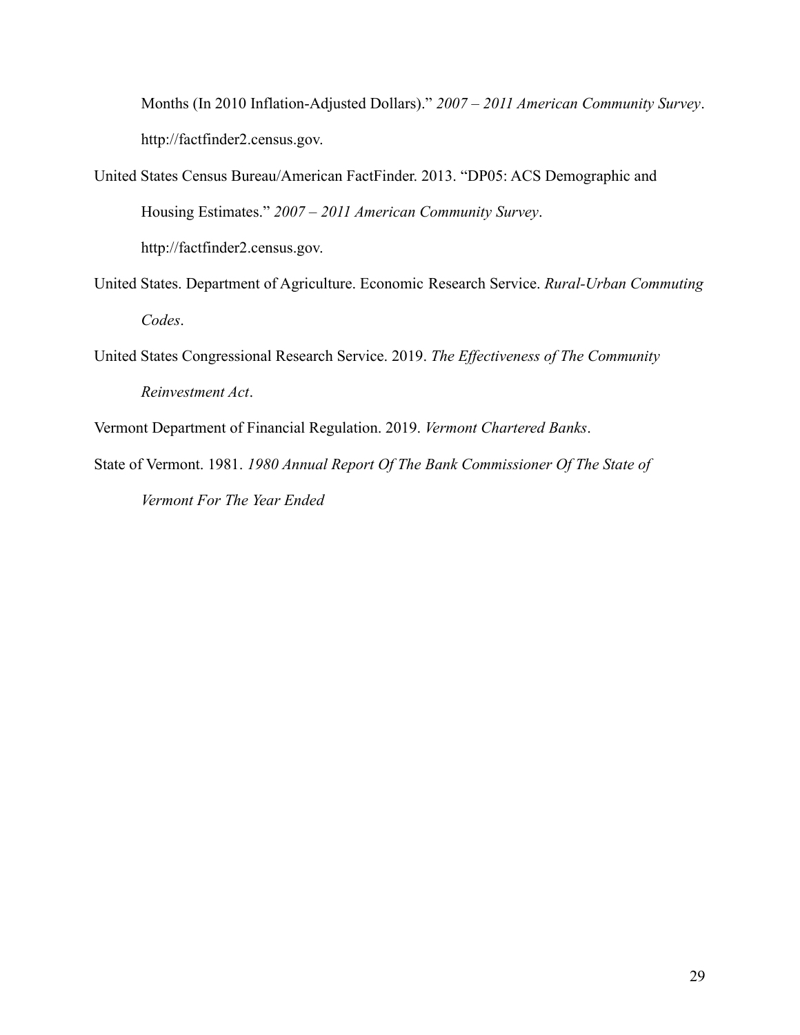Months (In 2010 Inflation-Adjusted Dollars)." *2007 – 2011 American Community Survey*. http://factfinder2.census.gov.

United States Census Bureau/American FactFinder. 2013. "DP05: ACS Demographic and Housing Estimates." *2007 – 2011 American Community Survey*. http://factfinder2.census.gov.

United States. Department of Agriculture. Economic Research Service. *Rural-Urban Commuting Codes*.

United States Congressional Research Service. 2019. *The Effectiveness of The Community Reinvestment Act*.

Vermont Department of Financial Regulation. 2019. *Vermont Chartered Banks*.

State of Vermont. 1981. *1980 Annual Report Of The Bank Commissioner Of The State of Vermont For The Year Ended*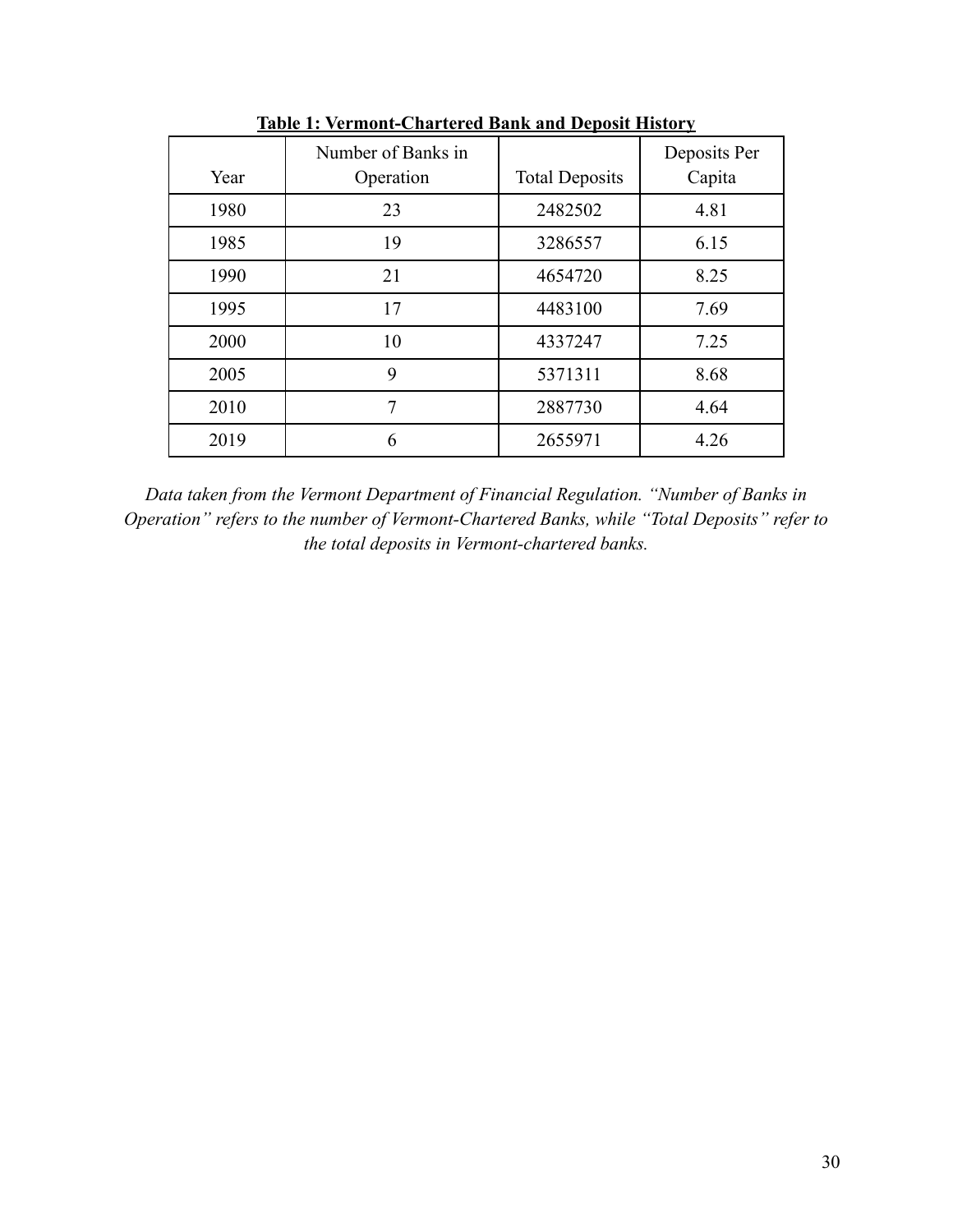**Table 1: Vermont-Chartered Bank and Deposit History**

| Year | Number of Banks in Operation | Total Deposits | Deposits Per Capita |
|---|---|---|---|
| 1980 | 23 | 2482502 | 4.81 |
| 1985 | 19 | 3286557 | 6.15 |
| 1990 | 21 | 4654720 | 8.25 |
| 1995 | 17 | 4483100 | 7.69 |
| 2000 | 10 | 4337247 | 7.25 |
| 2005 | 9 | 5371311 | 8.68 |
| 2010 | 7 | 2887730 | 4.64 |
| 2019 | 6 | 2655971 | 4.26 |

*Data taken from the Vermont Department of Financial Regulation. "Number of Banks in Operation" refers to the number of Vermont-Chartered Banks, while "Total Deposits" refer to the total deposits in Vermont-chartered banks.*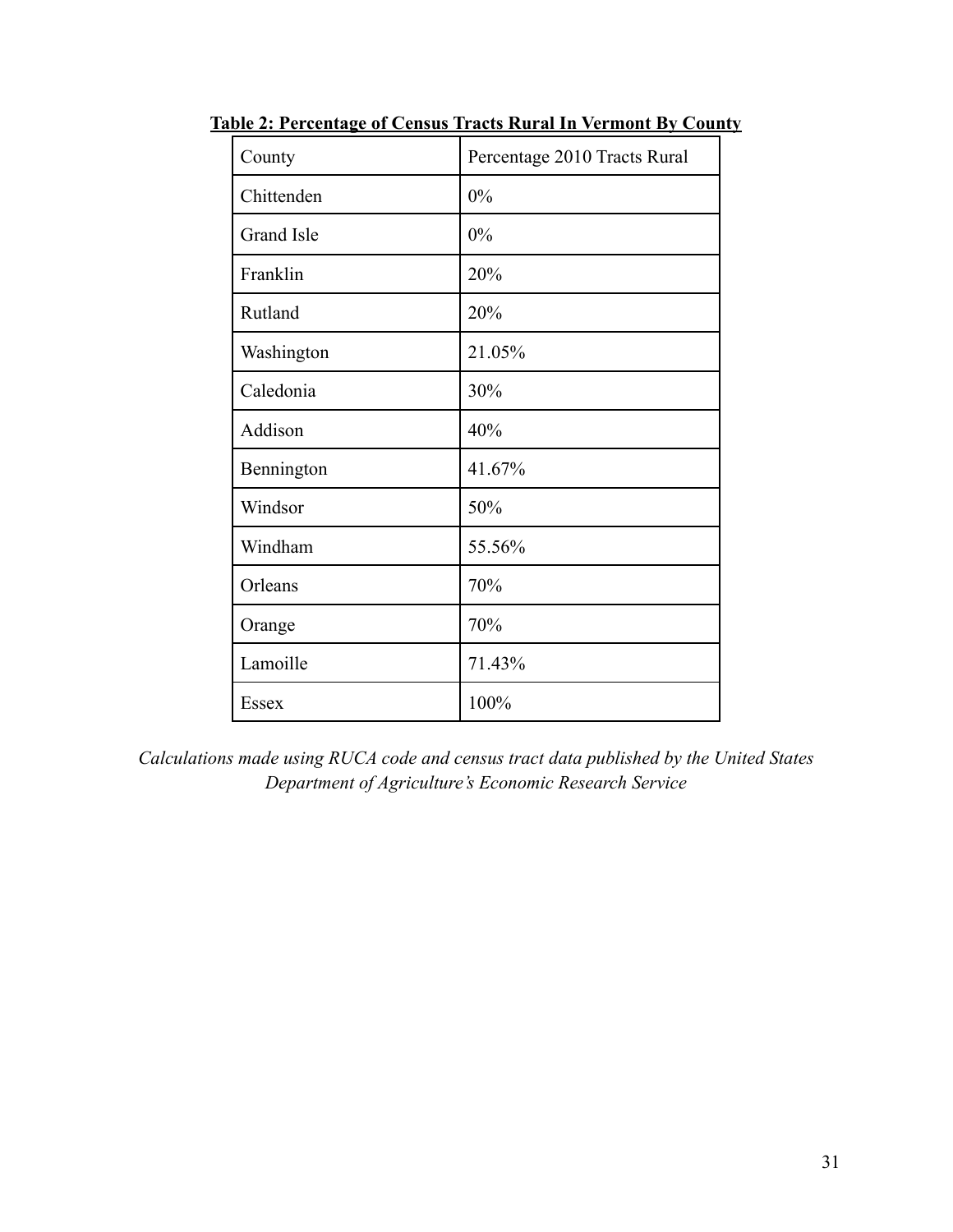**Table 2: Percentage of Census Tracts Rural In Vermont By County**

| County | Percentage 2010 Tracts Rural |
|---|---|
| Chittenden | 0% |
| Grand Isle | 0% |
| Franklin | 20% |
| Rutland | 20% |
| Washington | 21.05% |
| Caledonia | 30% |
| Addison | 40% |
| Bennington | 41.67% |
| Windsor | 50% |
| Windham | 55.56% |
| Orleans | 70% |
| Orange | 70% |
| Lamoille | 71.43% |
| Essex | 100% |

*Calculations made using RUCA code and census tract data published by the United States Department of Agriculture's Economic Research Service*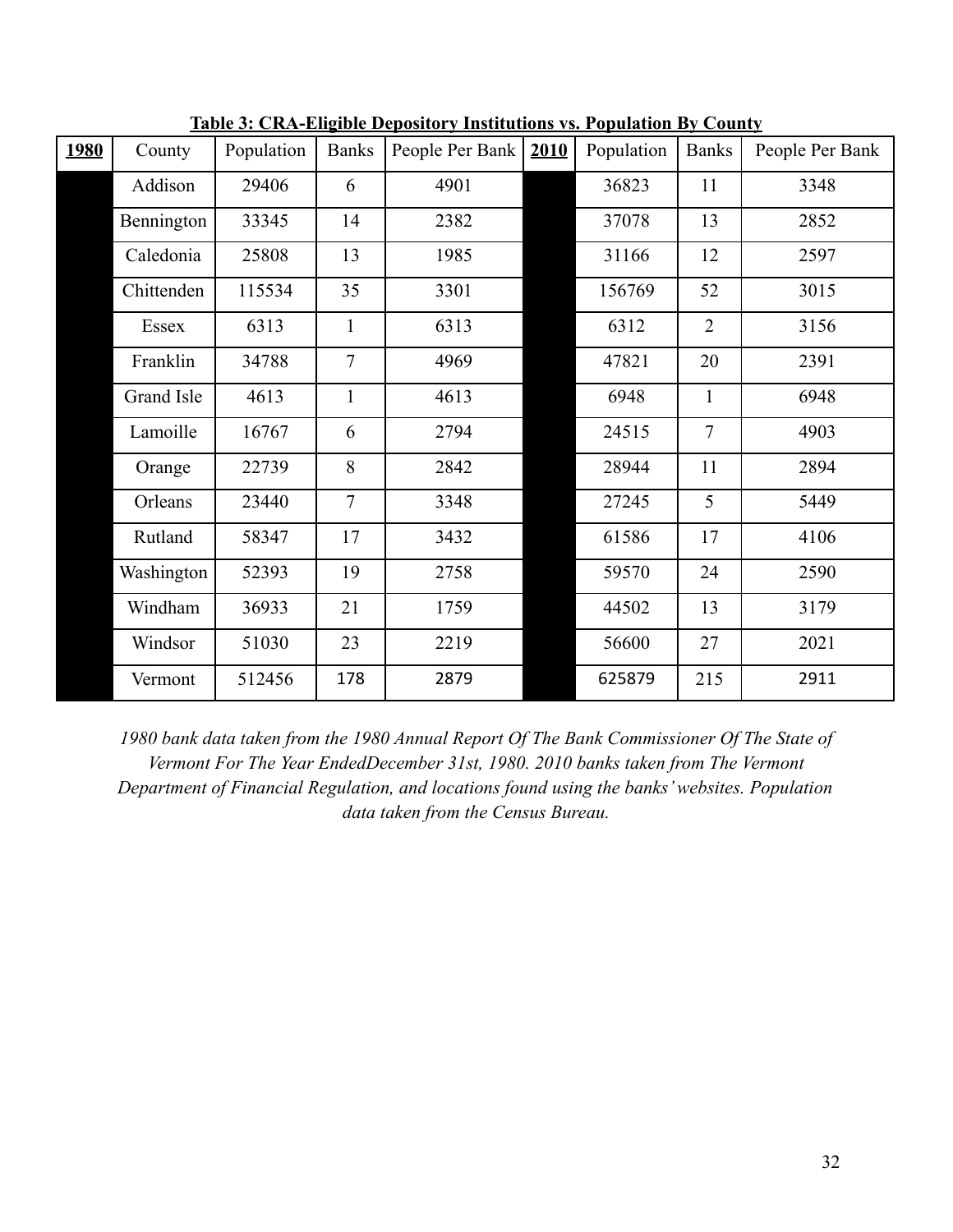**Table 3: CRA-Eligible Depository Institutions vs. Population By County**

| 1980 | County | Population | Banks | People Per Bank | 2010 | Population | Banks | People Per Bank |
|---|---|---|---|---|---|---|---|---|
| | Addison | 29406 | 6 | 4901 | | 36823 | 11 | 3348 |
| | Bennington | 33345 | 14 | 2382 | | 37078 | 13 | 2852 |
| | Caledonia | 25808 | 13 | 1985 | | 31166 | 12 | 2597 |
| | Chittenden | 115534 | 35 | 3301 | | 156769 | 52 | 3015 |
| | Essex | 6313 | 1 | 6313 | | 6312 | 2 | 3156 |
| | Franklin | 34788 | 7 | 4969 | | 47821 | 20 | 2391 |
| | Grand Isle | 4613 | 1 | 4613 | | 6948 | 1 | 6948 |
| | Lamoille | 16767 | 6 | 2794 | | 24515 | 7 | 4903 |
| | Orange | 22739 | 8 | 2842 | | 28944 | 11 | 2894 |
| | Orleans | 23440 | 7 | 3348 | | 27245 | 5 | 5449 |
| | Rutland | 58347 | 17 | 3432 | | 61586 | 17 | 4106 |
| | Washington | 52393 | 19 | 2758 | | 59570 | 24 | 2590 |
| | Windham | 36933 | 21 | 1759 | | 44502 | 13 | 3179 |
| | Windsor | 51030 | 23 | 2219 | | 56600 | 27 | 2021 |
| | Vermont | 512456 | 178 | 2879 | | 625879 | 215 | 2911 |

*1980 bank data taken from the 1980 Annual Report Of The Bank Commissioner Of The State of Vermont For The Year EndedDecember 31st, 1980. 2010 banks taken from The Vermont Department of Financial Regulation, and locations found using the banks' websites. Population data taken from the Census Bureau.*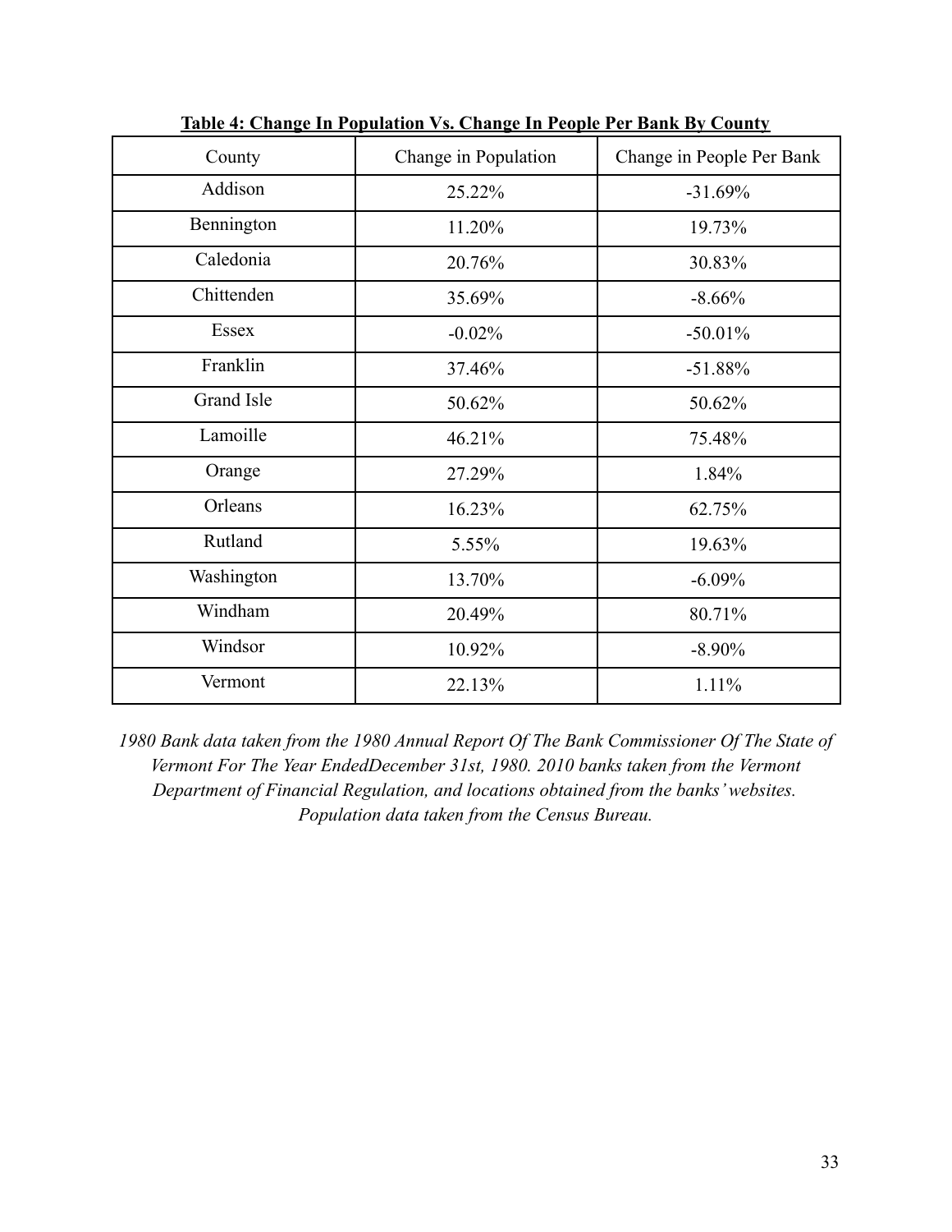**Table 4: Change In Population Vs. Change In People Per Bank By County**

| County | Change in Population | Change in People Per Bank |
| --- | --- | --- |
| Addison | 25.22% | -31.69% |
| Bennington | 11.20% | 19.73% |
| Caledonia | 20.76% | 30.83% |
| Chittenden | 35.69% | -8.66% |
| Essex | -0.02% | -50.01% |
| Franklin | 37.46% | -51.88% |
| Grand Isle | 50.62% | 50.62% |
| Lamoille | 46.21% | 75.48% |
| Orange | 27.29% | 1.84% |
| Orleans | 16.23% | 62.75% |
| Rutland | 5.55% | 19.63% |
| Washington | 13.70% | -6.09% |
| Windham | 20.49% | 80.71% |
| Windsor | 10.92% | -8.90% |
| Vermont | 22.13% | 1.11% |

*1980 Bank data taken from the 1980 Annual Report Of The Bank Commissioner Of The State of Vermont For The Year EndedDecember 31st, 1980. 2010 banks taken from the Vermont Department of Financial Regulation, and locations obtained from the banks' websites. Population data taken from the Census Bureau.*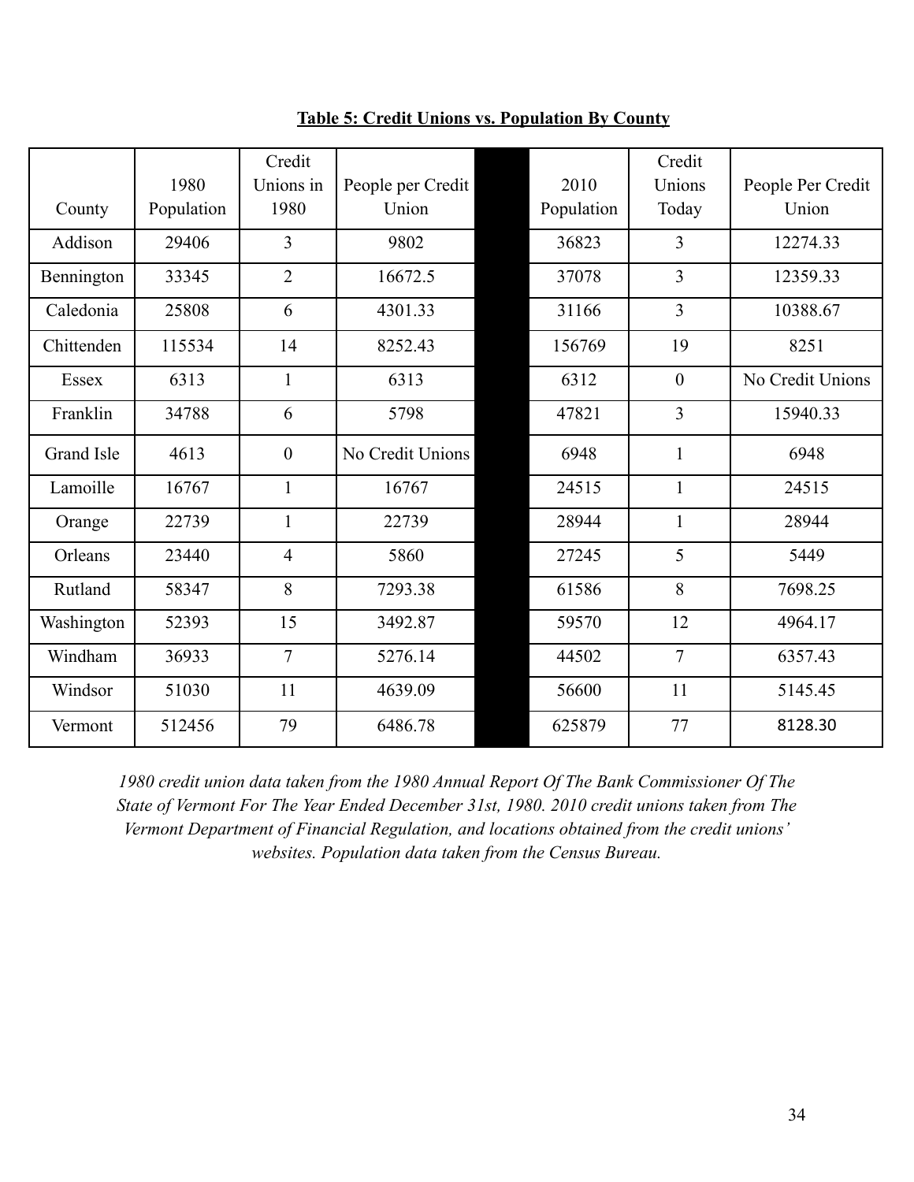**Table 5: Credit Unions vs. Population By County**

| County | 1980 Population | Credit Unions in 1980 | People per Credit Union | | 2010 Population | Credit Unions Today | People Per Credit Union |
|---|---|---|---|---|---|---|---|
| Addison | 29406 | 3 | 9802 | | 36823 | 3 | 12274.33 |
| Bennington | 33345 | 2 | 16672.5 | | 37078 | 3 | 12359.33 |
| Caledonia | 25808 | 6 | 4301.33 | | 31166 | 3 | 10388.67 |
| Chittenden | 115534 | 14 | 8252.43 | | 156769 | 19 | 8251 |
| Essex | 6313 | 1 | 6313 | | 6312 | 0 | No Credit Unions |
| Franklin | 34788 | 6 | 5798 | | 47821 | 3 | 15940.33 |
| Grand Isle | 4613 | 0 | No Credit Unions | | 6948 | 1 | 6948 |
| Lamoille | 16767 | 1 | 16767 | | 24515 | 1 | 24515 |
| Orange | 22739 | 1 | 22739 | | 28944 | 1 | 28944 |
| Orleans | 23440 | 4 | 5860 | | 27245 | 5 | 5449 |
| Rutland | 58347 | 8 | 7293.38 | | 61586 | 8 | 7698.25 |
| Washington | 52393 | 15 | 3492.87 | | 59570 | 12 | 4964.17 |
| Windham | 36933 | 7 | 5276.14 | | 44502 | 7 | 6357.43 |
| Windsor | 51030 | 11 | 4639.09 | | 56600 | 11 | 5145.45 |
| Vermont | 512456 | 79 | 6486.78 | | 625879 | 77 | 8128.30 |

*1980 credit union data taken from the 1980 Annual Report Of The Bank Commissioner Of The State of Vermont For The Year Ended December 31st, 1980. 2010 credit unions taken from The Vermont Department of Financial Regulation, and locations obtained from the credit unions' websites. Population data taken from the Census Bureau.*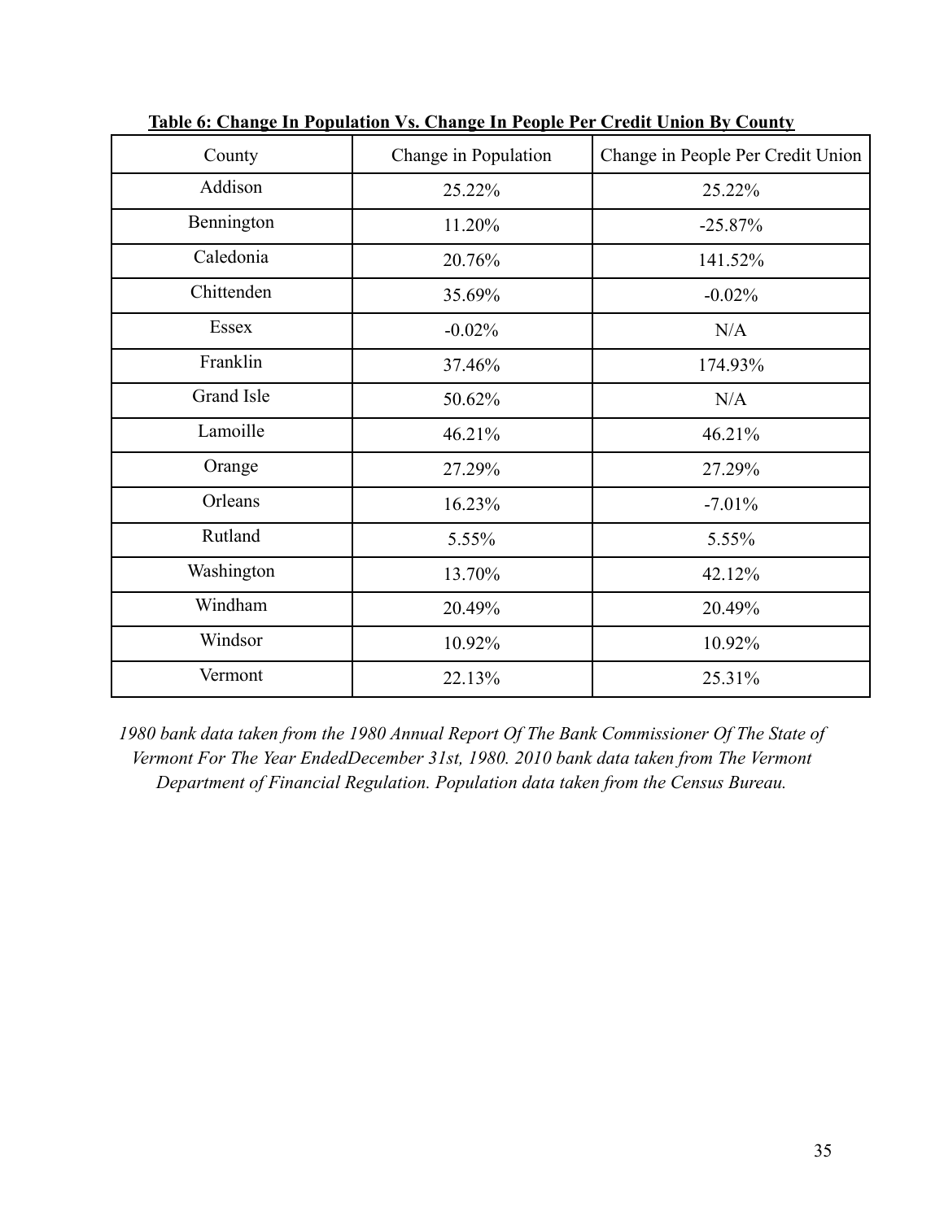**Table 6: Change In Population Vs. Change In People Per Credit Union By County**

| County | Change in Population | Change in People Per Credit Union |
|---|---|---|
| Addison | 25.22% | 25.22% |
| Bennington | 11.20% | -25.87% |
| Caledonia | 20.76% | 141.52% |
| Chittenden | 35.69% | -0.02% |
| Essex | -0.02% | N/A |
| Franklin | 37.46% | 174.93% |
| Grand Isle | 50.62% | N/A |
| Lamoille | 46.21% | 46.21% |
| Orange | 27.29% | 27.29% |
| Orleans | 16.23% | -7.01% |
| Rutland | 5.55% | 5.55% |
| Washington | 13.70% | 42.12% |
| Windham | 20.49% | 20.49% |
| Windsor | 10.92% | 10.92% |
| Vermont | 22.13% | 25.31% |

*1980 bank data taken from the 1980 Annual Report Of The Bank Commissioner Of The State of Vermont For The Year EndedDecember 31st, 1980. 2010 bank data taken from The Vermont Department of Financial Regulation. Population data taken from the Census Bureau.*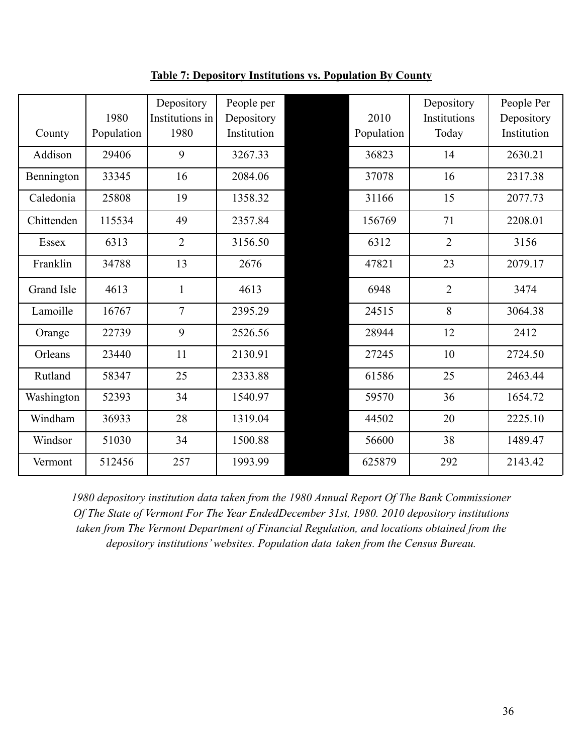**Table 7: Depository Institutions vs. Population By County**

| County | 1980 Population | Depository Institutions in 1980 | People per Depository Institution | | 2010 Population | Depository Institutions Today | People Per Depository Institution |
|---|---|---|---|---|---|---|---|
| Addison | 29406 | 9 | 3267.33 | | 36823 | 14 | 2630.21 |
| Bennington | 33345 | 16 | 2084.06 | | 37078 | 16 | 2317.38 |
| Caledonia | 25808 | 19 | 1358.32 | | 31166 | 15 | 2077.73 |
| Chittenden | 115534 | 49 | 2357.84 | | 156769 | 71 | 2208.01 |
| Essex | 6313 | 2 | 3156.50 | | 6312 | 2 | 3156 |
| Franklin | 34788 | 13 | 2676 | | 47821 | 23 | 2079.17 |
| Grand Isle | 4613 | 1 | 4613 | | 6948 | 2 | 3474 |
| Lamoille | 16767 | 7 | 2395.29 | | 24515 | 8 | 3064.38 |
| Orange | 22739 | 9 | 2526.56 | | 28944 | 12 | 2412 |
| Orleans | 23440 | 11 | 2130.91 | | 27245 | 10 | 2724.50 |
| Rutland | 58347 | 25 | 2333.88 | | 61586 | 25 | 2463.44 |
| Washington | 52393 | 34 | 1540.97 | | 59570 | 36 | 1654.72 |
| Windham | 36933 | 28 | 1319.04 | | 44502 | 20 | 2225.10 |
| Windsor | 51030 | 34 | 1500.88 | | 56600 | 38 | 1489.47 |
| Vermont | 512456 | 257 | 1993.99 | | 625879 | 292 | 2143.42 |

*1980 depository institution data taken from the 1980 Annual Report Of The Bank Commissioner Of The State of Vermont For The Year EndedDecember 31st, 1980. 2010 depository institutions taken from The Vermont Department of Financial Regulation, and locations obtained from the depository institutions' websites. Population data taken from the Census Bureau.*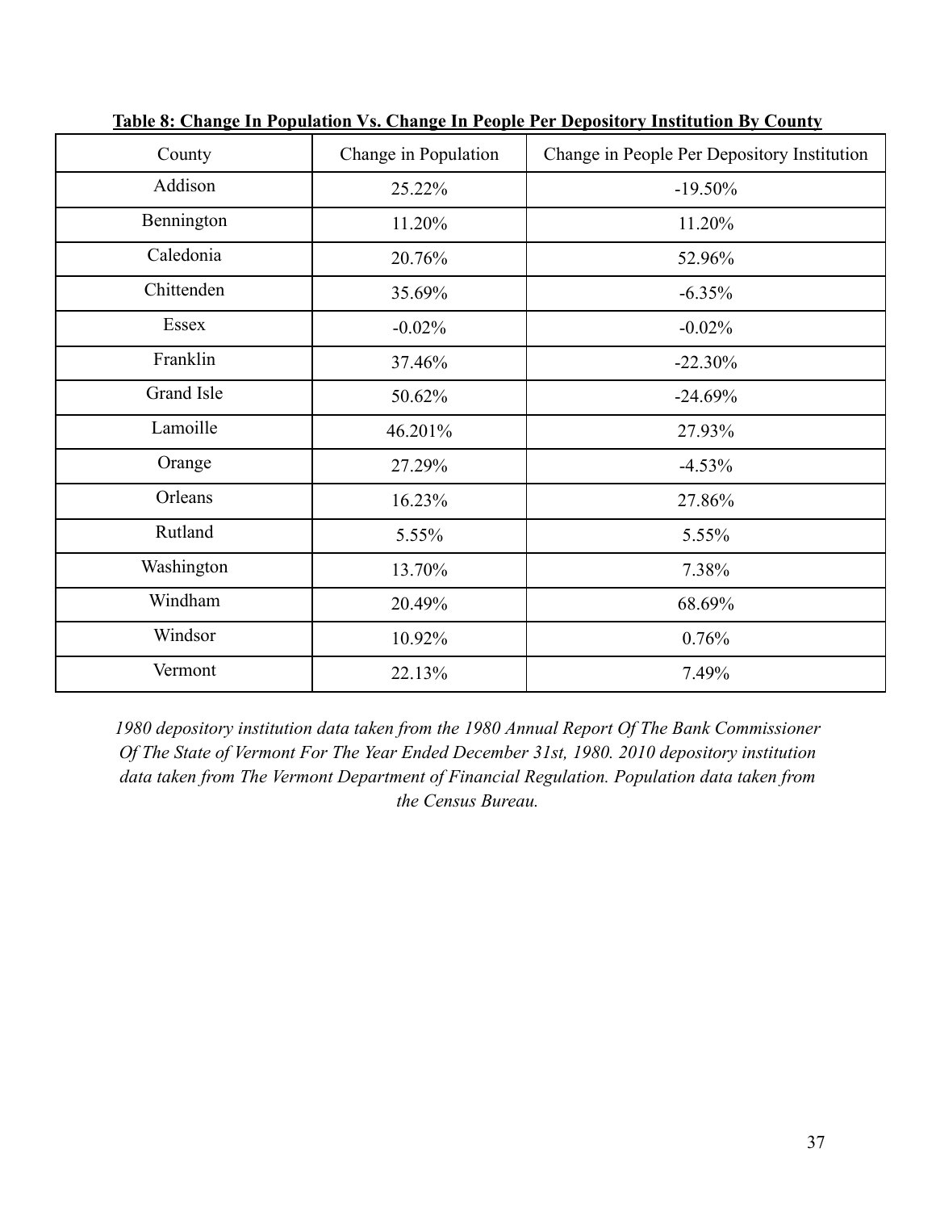**Table 8: Change In Population Vs. Change In People Per Depository Institution By County**

| County | Change in Population | Change in People Per Depository Institution |
|---|---|---|
| Addison | 25.22% | -19.50% |
| Bennington | 11.20% | 11.20% |
| Caledonia | 20.76% | 52.96% |
| Chittenden | 35.69% | -6.35% |
| Essex | -0.02% | -0.02% |
| Franklin | 37.46% | -22.30% |
| Grand Isle | 50.62% | -24.69% |
| Lamoille | 46.201% | 27.93% |
| Orange | 27.29% | -4.53% |
| Orleans | 16.23% | 27.86% |
| Rutland | 5.55% | 5.55% |
| Washington | 13.70% | 7.38% |
| Windham | 20.49% | 68.69% |
| Windsor | 10.92% | 0.76% |
| Vermont | 22.13% | 7.49% |

*1980 depository institution data taken from the 1980 Annual Report Of The Bank Commissioner Of The State of Vermont For The Year Ended December 31st, 1980. 2010 depository institution data taken from The Vermont Department of Financial Regulation. Population data taken from the Census Bureau.*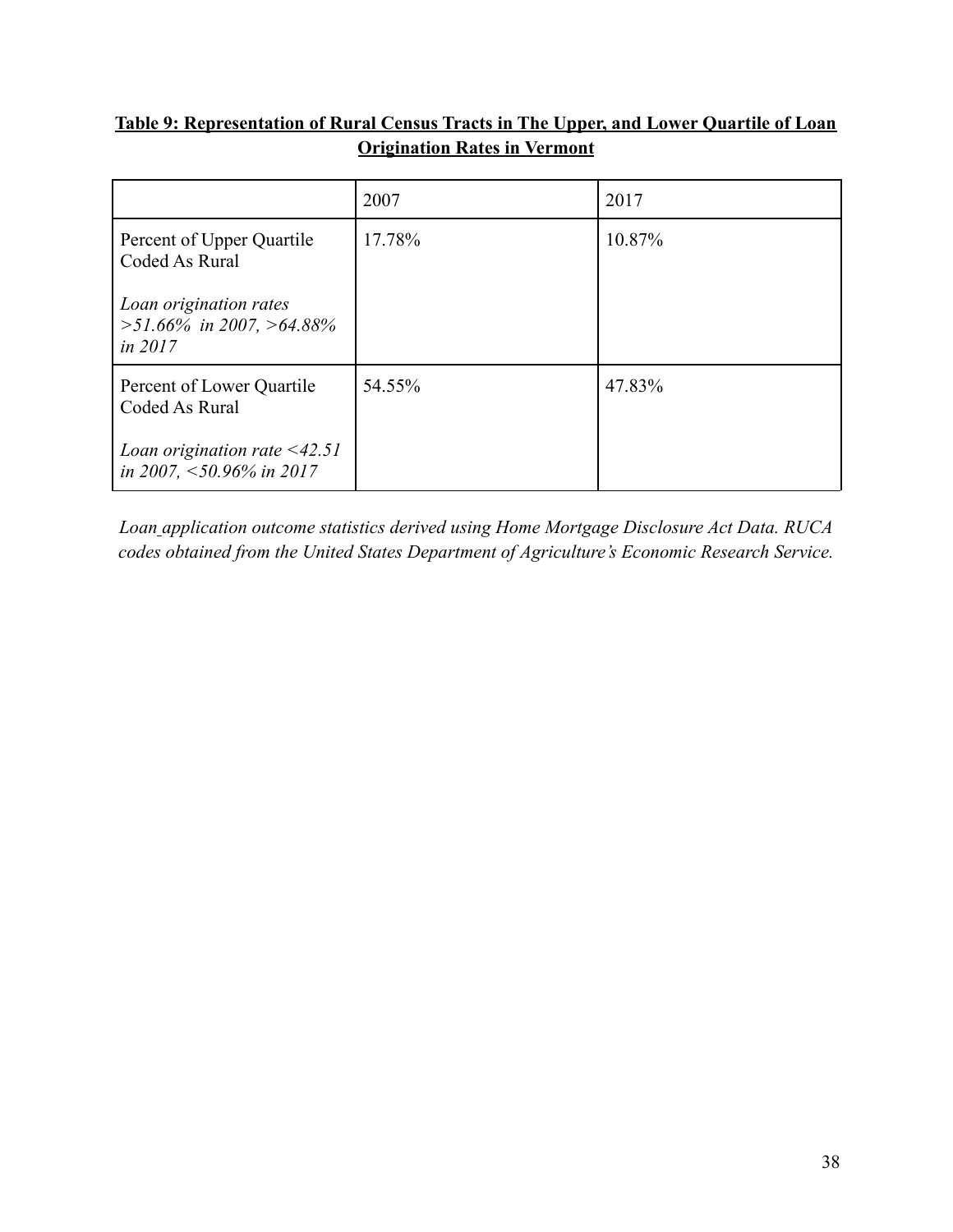**Table 9: Representation of Rural Census Tracts in The Upper, and Lower Quartile of Loan Origination Rates in Vermont**

| | 2007 | 2017 |
|---|---|---|
| Percent of Upper Quartile Coded As Rural<br><br>*Loan origination rates >51.66% in 2007, >64.88% in 2017* | 17.78% | 10.87% |
| Percent of Lower Quartile Coded As Rural<br><br>*Loan origination rate <42.51 in 2007, <50.96% in 2017* | 54.55% | 47.83% |

*Loan application outcome statistics derived using Home Mortgage Disclosure Act Data. RUCA codes obtained from the United States Department of Agriculture's Economic Research Service.*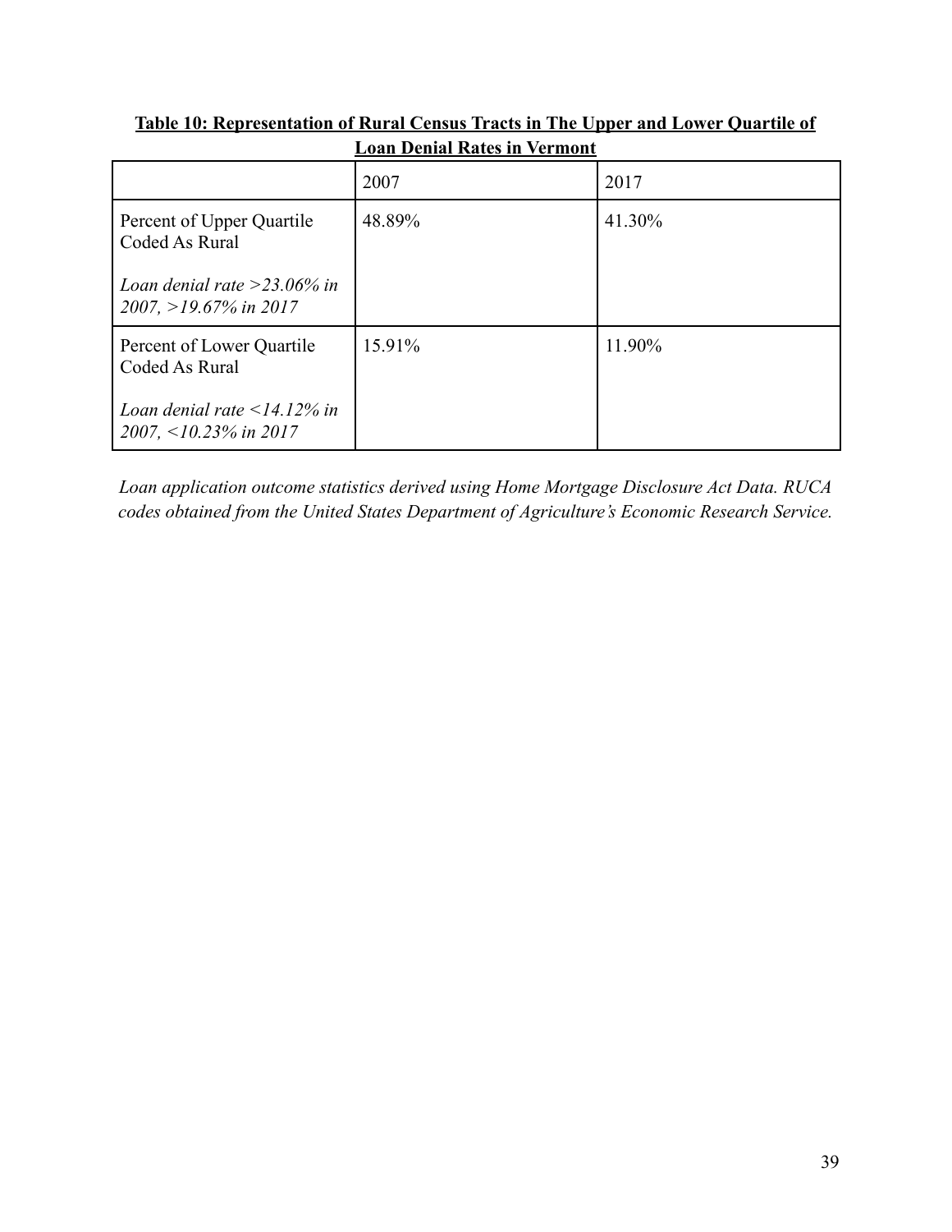**Table 10: Representation of Rural Census Tracts in The Upper and Lower Quartile of Loan Denial Rates in Vermont**

| | 2007 | 2017 |
|---|---|---|
| Percent of Upper Quartile Coded As Rural<br><br>*Loan denial rate >23.06% in 2007, >19.67% in 2017* | 48.89% | 41.30% |
| Percent of Lower Quartile Coded As Rural<br><br>*Loan denial rate <14.12% in 2007, <10.23% in 2017* | 15.91% | 11.90% |

*Loan application outcome statistics derived using Home Mortgage Disclosure Act Data. RUCA codes obtained from the United States Department of Agriculture's Economic Research Service.*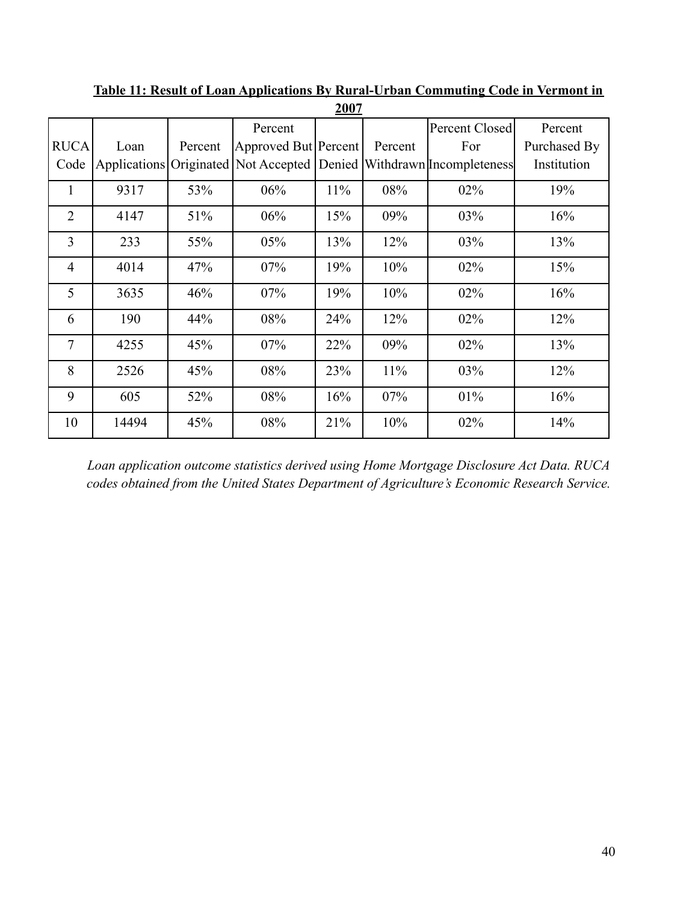**Table 11: Result of Loan Applications By Rural-Urban Commuting Code in Vermont in 2007**

| RUCA Code | Loan Applications | Percent Originated | Percent Approved But Not Accepted | Percent Denied | Percent Withdrawn | Percent Closed For Incompleteness | Percent Purchased By Institution |
|---|---|---|---|---|---|---|---|
| 1 | 9317 | 53% | 06% | 11% | 08% | 02% | 19% |
| 2 | 4147 | 51% | 06% | 15% | 09% | 03% | 16% |
| 3 | 233 | 55% | 05% | 13% | 12% | 03% | 13% |
| 4 | 4014 | 47% | 07% | 19% | 10% | 02% | 15% |
| 5 | 3635 | 46% | 07% | 19% | 10% | 02% | 16% |
| 6 | 190 | 44% | 08% | 24% | 12% | 02% | 12% |
| 7 | 4255 | 45% | 07% | 22% | 09% | 02% | 13% |
| 8 | 2526 | 45% | 08% | 23% | 11% | 03% | 12% |
| 9 | 605 | 52% | 08% | 16% | 07% | 01% | 16% |
| 10 | 14494 | 45% | 08% | 21% | 10% | 02% | 14% |

*Loan application outcome statistics derived using Home Mortgage Disclosure Act Data. RUCA codes obtained from the United States Department of Agriculture's Economic Research Service.*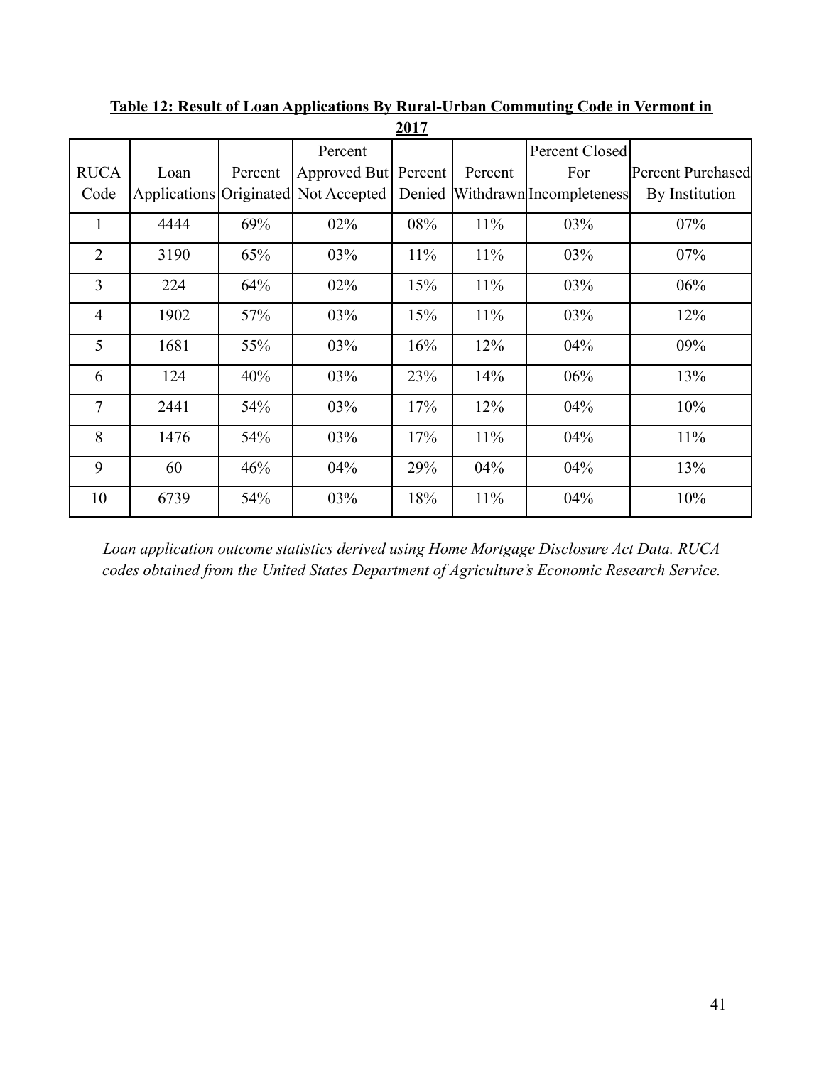**Table 12: Result of Loan Applications By Rural-Urban Commuting Code in Vermont in 2017**

| RUCA Code | Loan Applications | Percent Originated | Percent Approved But Not Accepted | Percent Denied | Percent Withdrawn | Percent Closed For Incompleteness | Percent Purchased By Institution |
|---|---|---|---|---|---|---|---|
| 1 | 4444 | 69% | 02% | 08% | 11% | 03% | 07% |
| 2 | 3190 | 65% | 03% | 11% | 11% | 03% | 07% |
| 3 | 224 | 64% | 02% | 15% | 11% | 03% | 06% |
| 4 | 1902 | 57% | 03% | 15% | 11% | 03% | 12% |
| 5 | 1681 | 55% | 03% | 16% | 12% | 04% | 09% |
| 6 | 124 | 40% | 03% | 23% | 14% | 06% | 13% |
| 7 | 2441 | 54% | 03% | 17% | 12% | 04% | 10% |
| 8 | 1476 | 54% | 03% | 17% | 11% | 04% | 11% |
| 9 | 60 | 46% | 04% | 29% | 04% | 04% | 13% |
| 10 | 6739 | 54% | 03% | 18% | 11% | 04% | 10% |

*Loan application outcome statistics derived using Home Mortgage Disclosure Act Data. RUCA codes obtained from the United States Department of Agriculture's Economic Research Service.*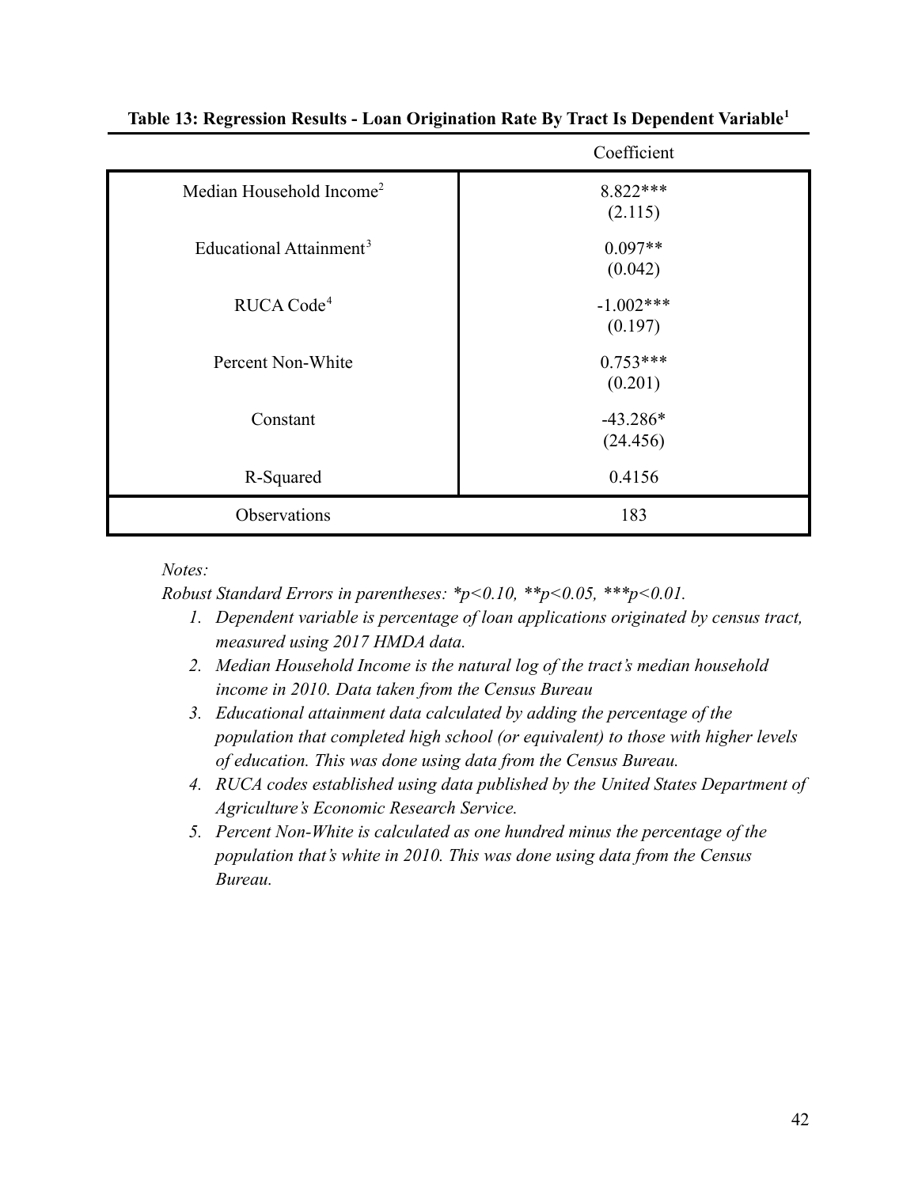**Table 13: Regression Results - Loan Origination Rate By Tract Is Dependent Variable[1]**

| | Coefficient |
|---|---|
| Median Household Income[2] | 8.822***<br>(2.115) |
| Educational Attainment[3] | 0.097**<br>(0.042) |
| RUCA Code[4] | -1.002***<br>(0.197) |
| Percent Non-White | 0.753***<br>(0.201) |
| Constant | -43.286*<br>(24.456) |
| R-Squared | 0.4156 |
| Observations | 183 |

*Notes:*

*Robust Standard Errors in parentheses: *p<0.10, **p<0.05, ***p<0.01.*

1. *Dependent variable is percentage of loan applications originated by census tract, measured using 2017 HMDA data.*
2. *Median Household Income is the natural log of the tract's median household income in 2010. Data taken from the Census Bureau*
3. *Educational attainment data calculated by adding the percentage of the population that completed high school (or equivalent) to those with higher levels of education. This was done using data from the Census Bureau.*
4. *RUCA codes established using data published by the United States Department of Agriculture's Economic Research Service.*
5. *Percent Non-White is calculated as one hundred minus the percentage of the population that's white in 2010. This was done using data from the Census Bureau.*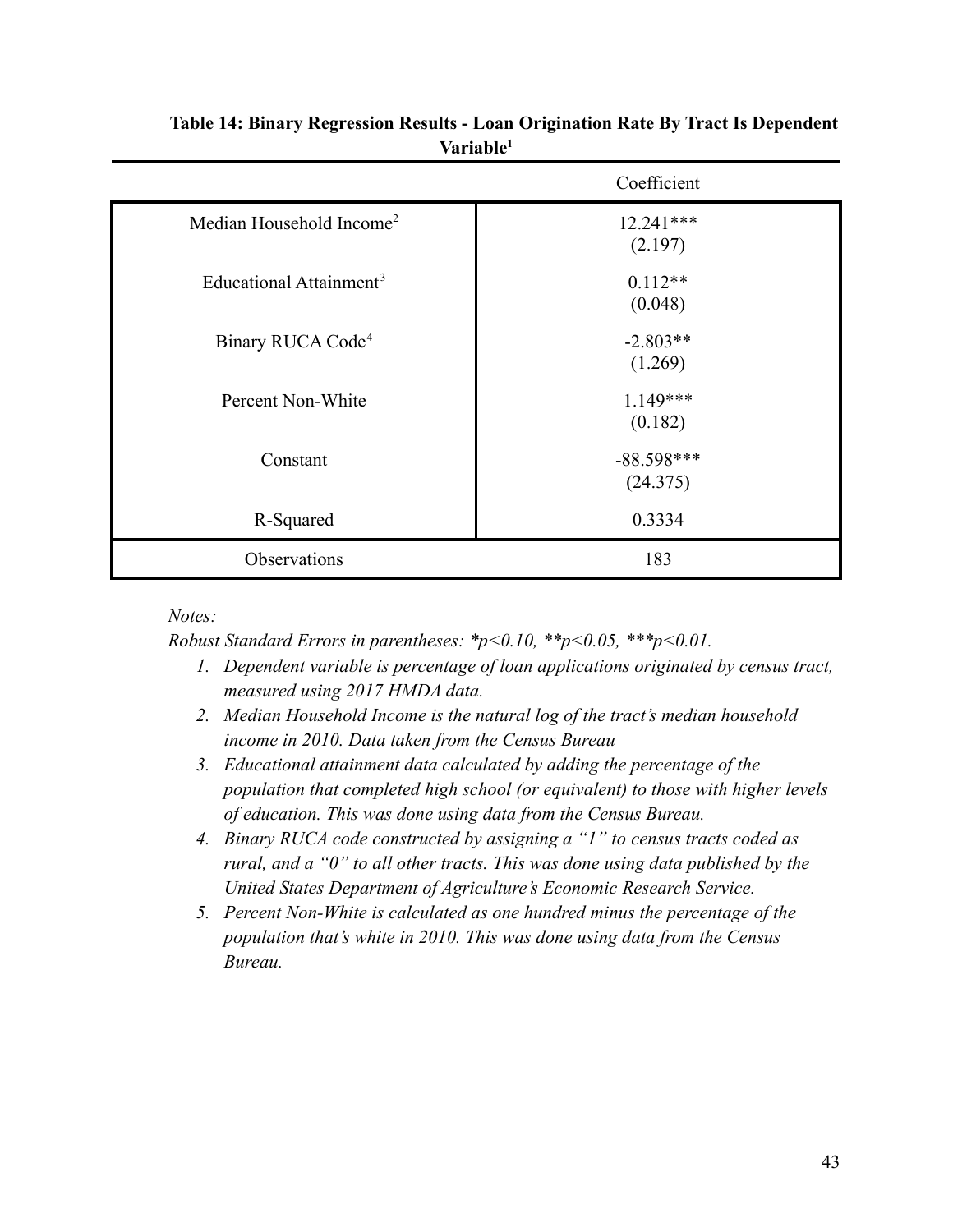**Table 14: Binary Regression Results - Loan Origination Rate By Tract Is Dependent Variable[1]**

| | Coefficient |
|---|---|
| Median Household Income[2] | 12.241*** (2.197) |
| Educational Attainment[3] | 0.112** (0.048) |
| Binary RUCA Code[4] | -2.803** (1.269) |
| Percent Non-White | 1.149*** (0.182) |
| Constant | -88.598*** (24.375) |
| R-Squared | 0.3334 |
| Observations | 183 |

*Notes:*

*Robust Standard Errors in parentheses: *p<0.10, **p<0.05, ***p<0.01.*

1. *Dependent variable is percentage of loan applications originated by census tract, measured using 2017 HMDA data.*
2. *Median Household Income is the natural log of the tract's median household income in 2010. Data taken from the Census Bureau*
3. *Educational attainment data calculated by adding the percentage of the population that completed high school (or equivalent) to those with higher levels of education. This was done using data from the Census Bureau.*
4. *Binary RUCA code constructed by assigning a "1" to census tracts coded as rural, and a "0" to all other tracts. This was done using data published by the United States Department of Agriculture's Economic Research Service.*
5. *Percent Non-White is calculated as one hundred minus the percentage of the population that's white in 2010. This was done using data from the Census Bureau.*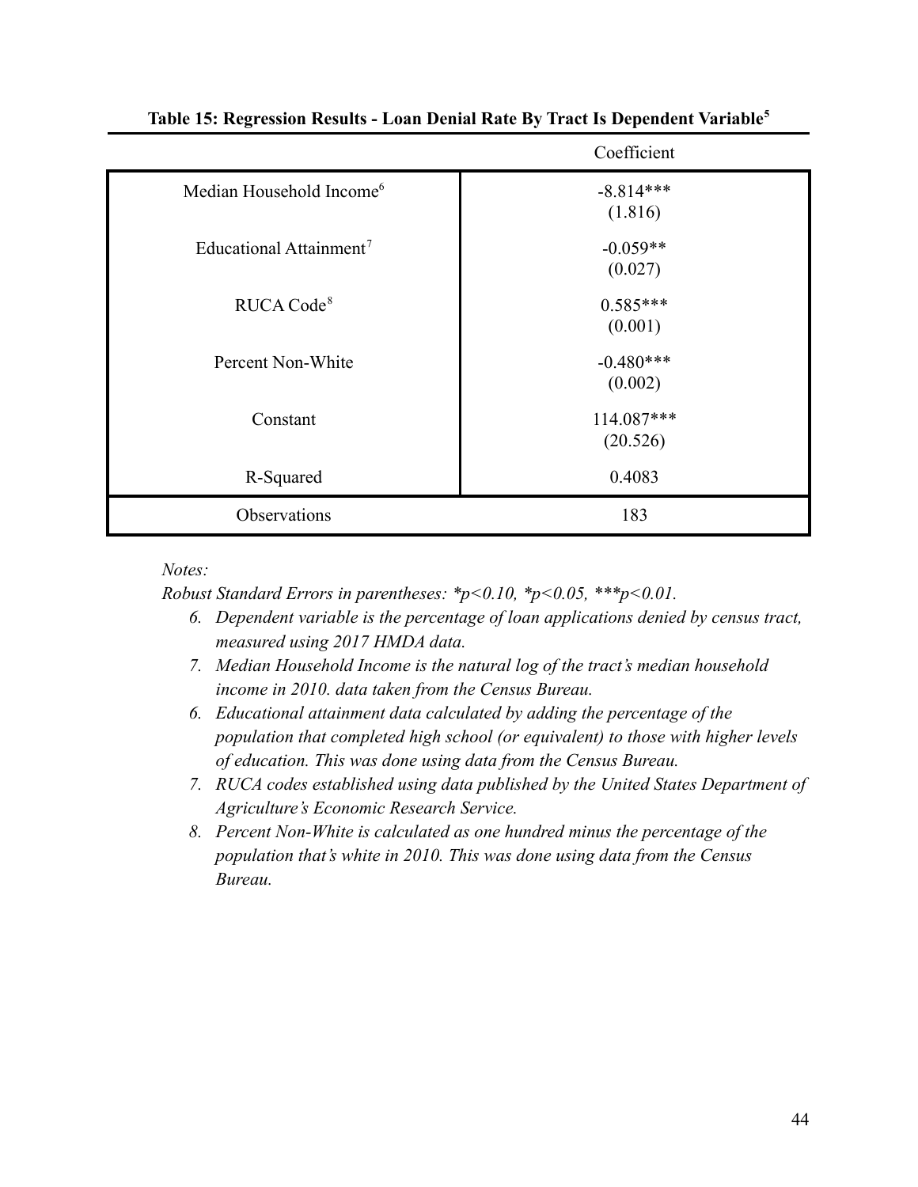**Table 15: Regression Results - Loan Denial Rate By Tract Is Dependent Variable[5]**

| | Coefficient |
|---|---|
| Median Household Income[6] | -8.814*** (1.816) |
| Educational Attainment[7] | -0.059** (0.027) |
| RUCA Code[8] | 0.585*** (0.001) |
| Percent Non-White | -0.480*** (0.002) |
| Constant | 114.087*** (20.526) |
| R-Squared | 0.4083 |
| Observations | 183 |

*Notes:*

*Robust Standard Errors in parentheses: *p<0.10, *p<0.05, ***p<0.01.*

6. *Dependent variable is the percentage of loan applications denied by census tract, measured using 2017 HMDA data.*
7. *Median Household Income is the natural log of the tract's median household income in 2010. data taken from the Census Bureau.*
6. *Educational attainment data calculated by adding the percentage of the population that completed high school (or equivalent) to those with higher levels of education. This was done using data from the Census Bureau.*
7. *RUCA codes established using data published by the United States Department of Agriculture's Economic Research Service.*
8. *Percent Non-White is calculated as one hundred minus the percentage of the population that's white in 2010. This was done using data from the Census Bureau.*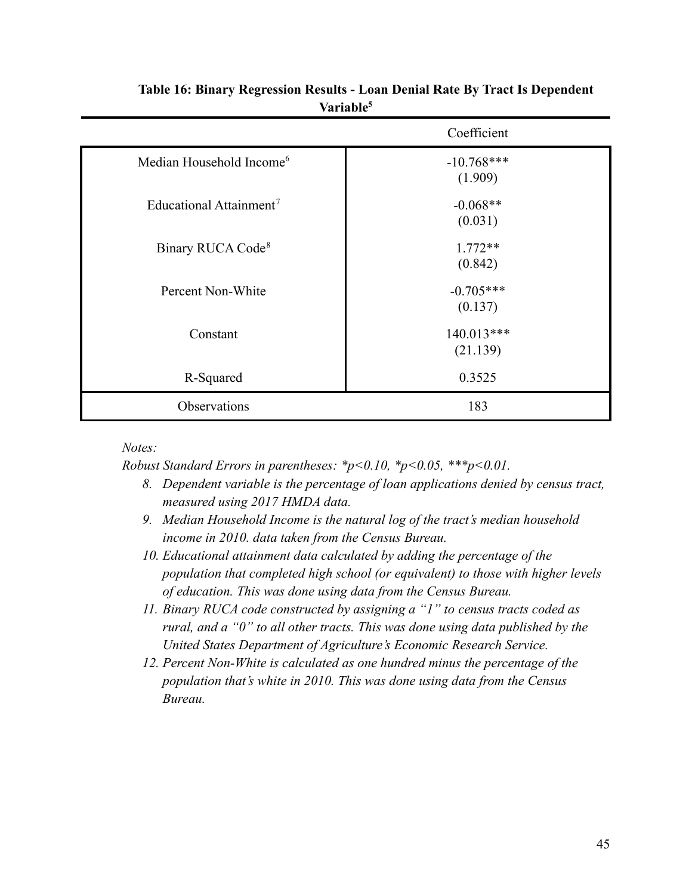**Table 16: Binary Regression Results - Loan Denial Rate By Tract Is Dependent Variable[5]**

| | Coefficient |
|---|---|
| Median Household Income[6] | -10.768***<br>(1.909) |
| Educational Attainment[7] | -0.068**<br>(0.031) |
| Binary RUCA Code[8] | 1.772**<br>(0.842) |
| Percent Non-White | -0.705***<br>(0.137) |
| Constant | 140.013***<br>(21.139) |
| R-Squared | 0.3525 |
| Observations | 183 |

*Notes:*

*Robust Standard Errors in parentheses: *p<0.10, *p<0.05, ***p<0.01.*

8. *Dependent variable is the percentage of loan applications denied by census tract, measured using 2017 HMDA data.*
9. *Median Household Income is the natural log of the tract's median household income in 2010. data taken from the Census Bureau.*
10. *Educational attainment data calculated by adding the percentage of the population that completed high school (or equivalent) to those with higher levels of education. This was done using data from the Census Bureau.*
11. *Binary RUCA code constructed by assigning a "1" to census tracts coded as rural, and a "0" to all other tracts. This was done using data published by the United States Department of Agriculture's Economic Research Service.*
12. *Percent Non-White is calculated as one hundred minus the percentage of the population that's white in 2010. This was done using data from the Census Bureau.*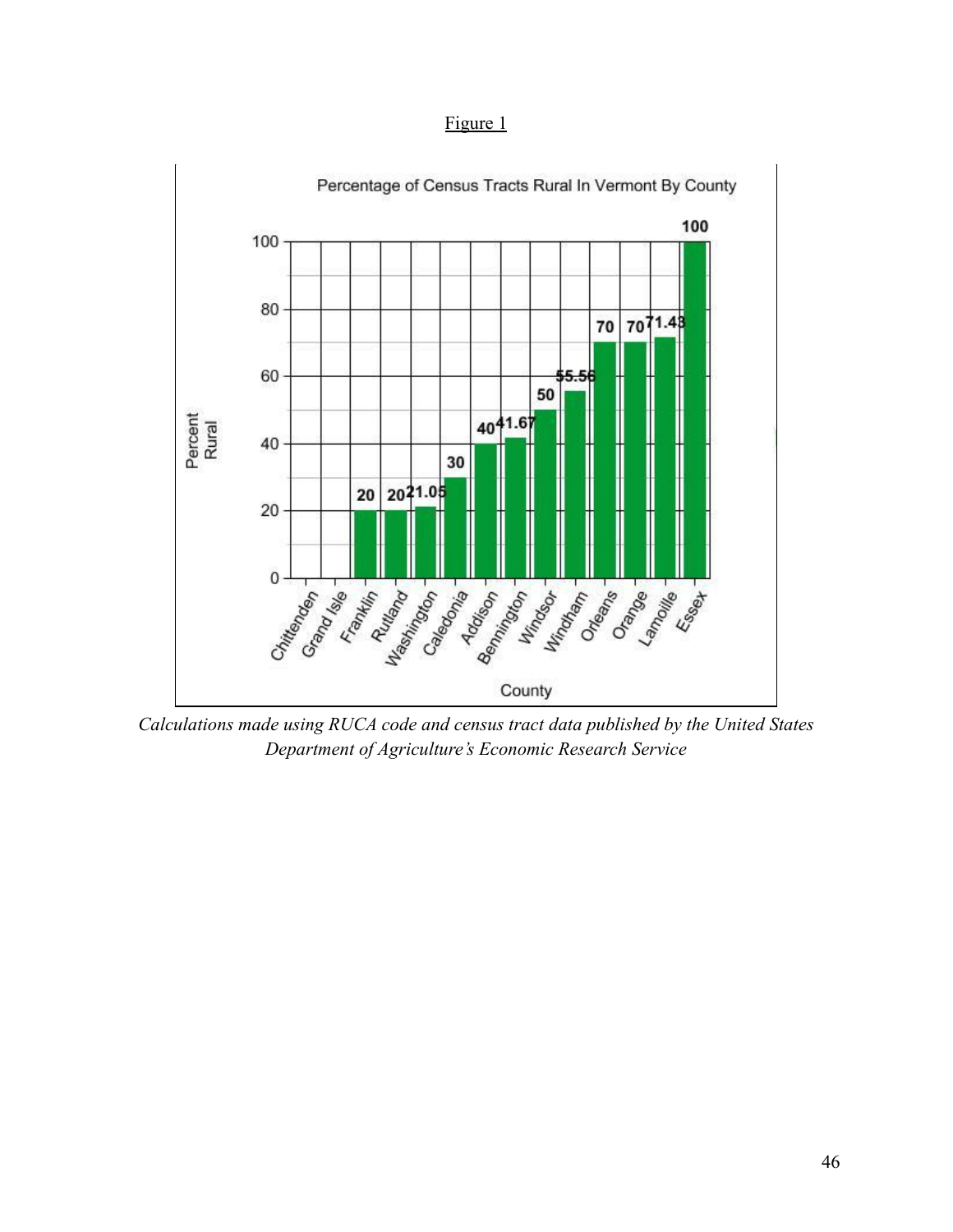Figure 1

**Percentage of Census Tracts Rural In Vermont By County**

| County | Percent Rural |
| --- | --- |
| Chittenden | |
| Grand Isle | |
| Franklin | 20 |
| Rutland | 20 |
| Washington | 21.05 |
| Caledonia | 30 |
| Addison | 40 |
| Bennington | 41.67 |
| Windsor | 50 |
| Windham | 55.56 |
| Orleans | 70 |
| Orange | 70 |
| Lamoille | 71.43 |
| Essex | 100 |

*Calculations made using RUCA code and census tract data published by the United States Department of Agriculture's Economic Research Service*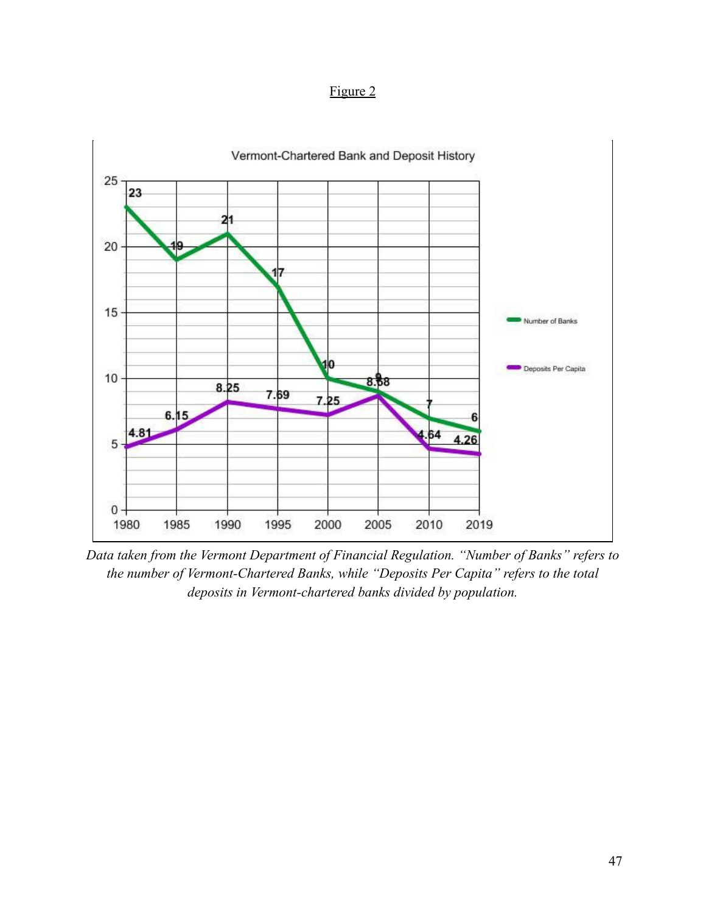Figure 2

*Data taken from the Vermont Department of Financial Regulation. "Number of Banks" refers to the number of Vermont-Chartered Banks, while "Deposits Per Capita" refers to the total deposits in Vermont-chartered banks divided by population.*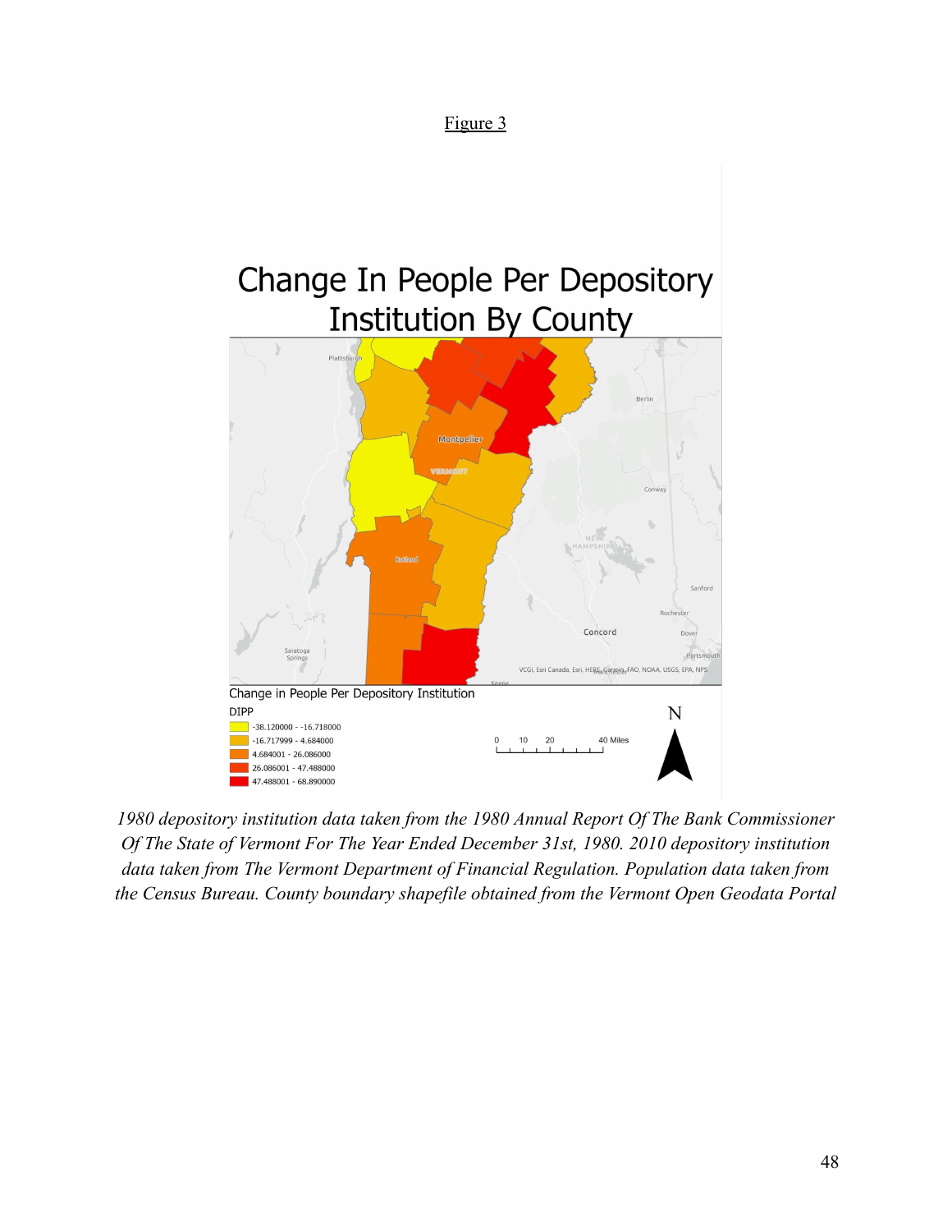Figure 3

Change In People Per Depository Institution By County

Change in People Per Depository Institution

DIPP

- -38.120000 - -16.718000
- -16.717999 - 4.684000
- 4.684001 - 26.086000
- 26.086001 - 47.488000
- 47.488001 - 68.890000

*1980 depository institution data taken from the 1980 Annual Report Of The Bank Commissioner Of The State of Vermont For The Year Ended December 31st, 1980. 2010 depository institution data taken from The Vermont Department of Financial Regulation. Population data taken from the Census Bureau. County boundary shapefile obtained from the Vermont Open Geodata Portal*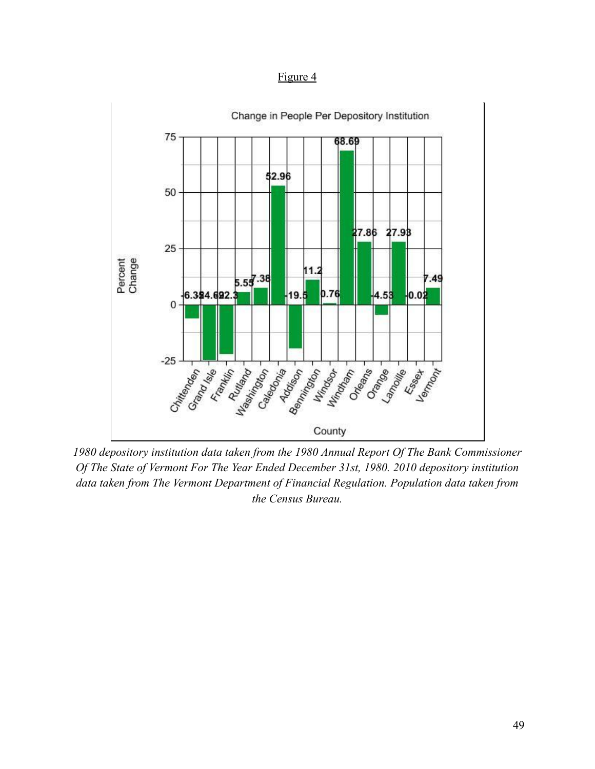Figure 4

Change in People Per Depository Institution

Percent Change

75
50
25
0
-25

-6.39 -24.69 -22.3 5.55 7.38 52.96 -19.5 11.2 0.76 68.69 27.86 -4.53 27.93 -0.02 7.49

Chittenden, Grand Isle, Franklin, Rutland, Washington, Caledonia, Addison, Bennington, Windsor, Windham, Orleans, Orange, Lamoille, Essex, Vermont

County

*1980 depository institution data taken from the 1980 Annual Report Of The Bank Commissioner Of The State of Vermont For The Year Ended December 31st, 1980. 2010 depository institution data taken from The Vermont Department of Financial Regulation. Population data taken from the Census Bureau.*